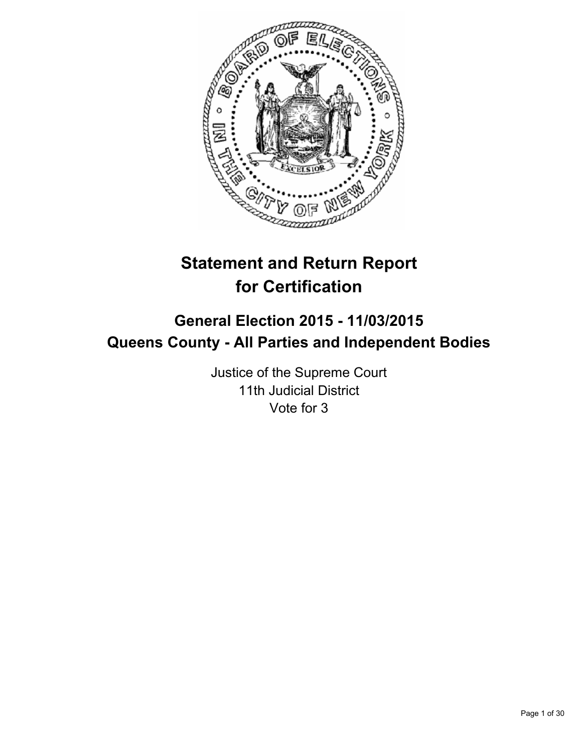# Statement and Return Report for Certification

## General Election 2015 - 11/03/2015
## Queens County - All Parties and Independent Bodies

Justice of the Supreme Court
11th Judicial District
Vote for 3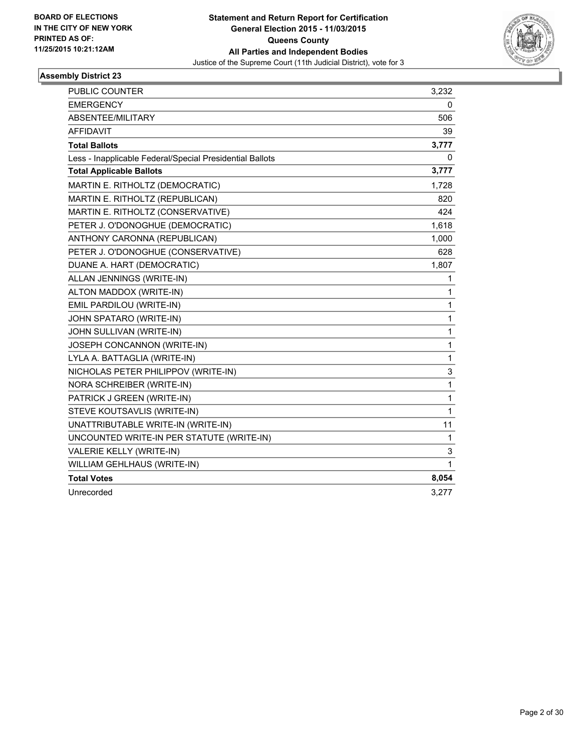**BOARD OF ELECTIONS IN THE CITY OF NEW YORK PRINTED AS OF: 11/25/2015 10:21:12AM**

**Statement and Return Report for Certification**
**General Election 2015 - 11/03/2015**
**Queens County**
**All Parties and Independent Bodies**
Justice of the Supreme Court (11th Judicial District), vote for 3

## Assembly District 23

| | |
|---|---|
| PUBLIC COUNTER | 3,232 |
| EMERGENCY | 0 |
| ABSENTEE/MILITARY | 506 |
| AFFIDAVIT | 39 |
| **Total Ballots** | **3,777** |
| Less - Inapplicable Federal/Special Presidential Ballots | 0 |
| **Total Applicable Ballots** | **3,777** |
| MARTIN E. RITHOLTZ (DEMOCRATIC) | 1,728 |
| MARTIN E. RITHOLTZ (REPUBLICAN) | 820 |
| MARTIN E. RITHOLTZ (CONSERVATIVE) | 424 |
| PETER J. O'DONOGHUE (DEMOCRATIC) | 1,618 |
| ANTHONY CARONNA (REPUBLICAN) | 1,000 |
| PETER J. O'DONOGHUE (CONSERVATIVE) | 628 |
| DUANE A. HART (DEMOCRATIC) | 1,807 |
| ALLAN JENNINGS (WRITE-IN) | 1 |
| ALTON MADDOX (WRITE-IN) | 1 |
| EMIL PARDILOU (WRITE-IN) | 1 |
| JOHN SPATARO (WRITE-IN) | 1 |
| JOHN SULLIVAN (WRITE-IN) | 1 |
| JOSEPH CONCANNON (WRITE-IN) | 1 |
| LYLA A. BATTAGLIA (WRITE-IN) | 1 |
| NICHOLAS PETER PHILIPPOV (WRITE-IN) | 3 |
| NORA SCHREIBER (WRITE-IN) | 1 |
| PATRICK J GREEN (WRITE-IN) | 1 |
| STEVE KOUTSAVLIS (WRITE-IN) | 1 |
| UNATTRIBUTABLE WRITE-IN (WRITE-IN) | 11 |
| UNCOUNTED WRITE-IN PER STATUTE (WRITE-IN) | 1 |
| VALERIE KELLY (WRITE-IN) | 3 |
| WILLIAM GEHLHAUS (WRITE-IN) | 1 |
| **Total Votes** | **8,054** |
| Unrecorded | 3,277 |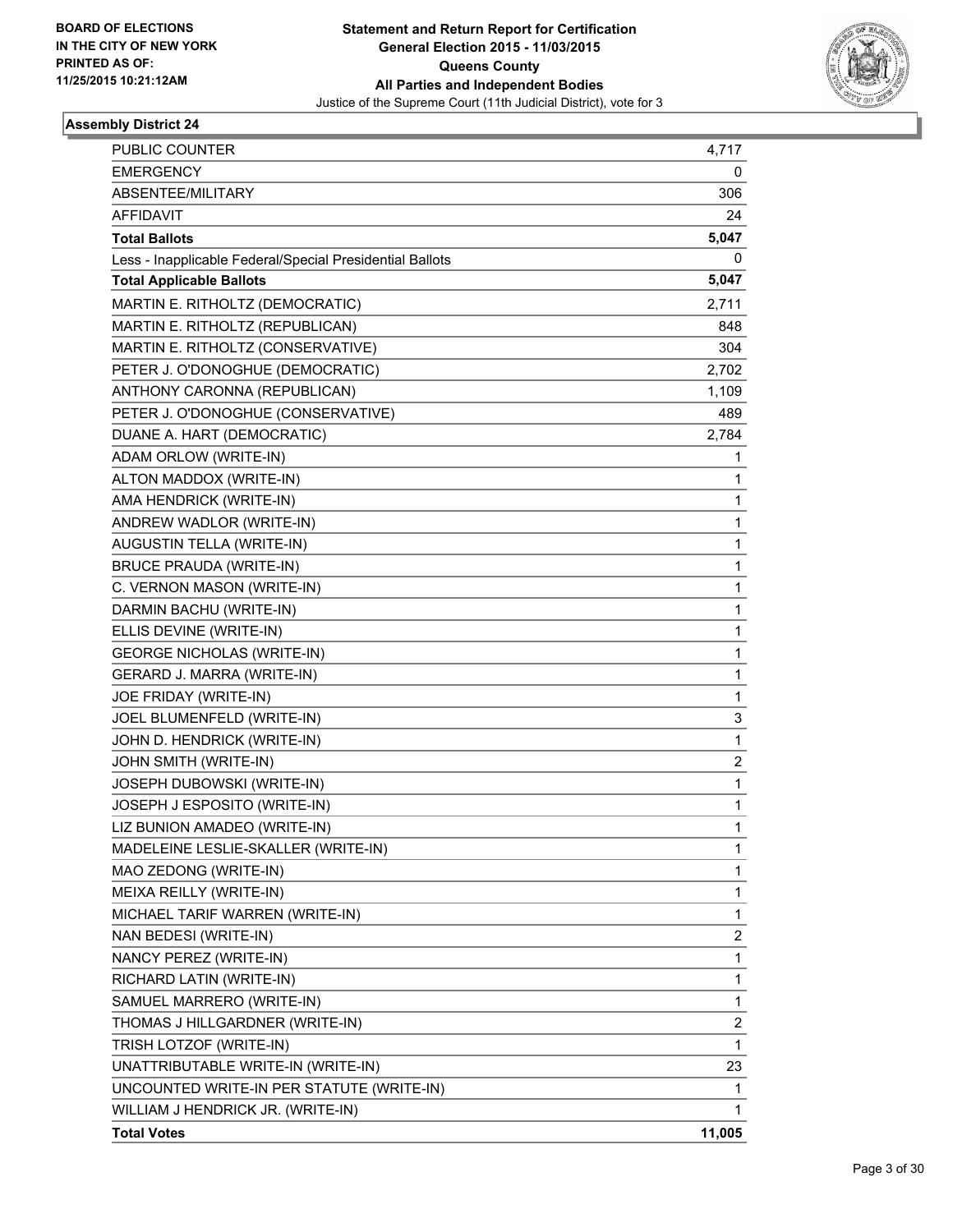BOARD OF ELECTIONS
IN THE CITY OF NEW YORK
PRINTED AS OF:
11/25/2015 10:21:12AM

**Statement and Return Report for Certification**
**General Election 2015 - 11/03/2015**
**Queens County**
**All Parties and Independent Bodies**
Justice of the Supreme Court (11th Judicial District), vote for 3

### Assembly District 24

| | |
|---|---|
| PUBLIC COUNTER | 4,717 |
| EMERGENCY | 0 |
| ABSENTEE/MILITARY | 306 |
| AFFIDAVIT | 24 |
| **Total Ballots** | **5,047** |
| Less - Inapplicable Federal/Special Presidential Ballots | 0 |
| **Total Applicable Ballots** | **5,047** |
| MARTIN E. RITHOLTZ (DEMOCRATIC) | 2,711 |
| MARTIN E. RITHOLTZ (REPUBLICAN) | 848 |
| MARTIN E. RITHOLTZ (CONSERVATIVE) | 304 |
| PETER J. O'DONOGHUE (DEMOCRATIC) | 2,702 |
| ANTHONY CARONNA (REPUBLICAN) | 1,109 |
| PETER J. O'DONOGHUE (CONSERVATIVE) | 489 |
| DUANE A. HART (DEMOCRATIC) | 2,784 |
| ADAM ORLOW (WRITE-IN) | 1 |
| ALTON MADDOX (WRITE-IN) | 1 |
| AMA HENDRICK (WRITE-IN) | 1 |
| ANDREW WADLOR (WRITE-IN) | 1 |
| AUGUSTIN TELLA (WRITE-IN) | 1 |
| BRUCE PRAUDA (WRITE-IN) | 1 |
| C. VERNON MASON (WRITE-IN) | 1 |
| DARMIN BACHU (WRITE-IN) | 1 |
| ELLIS DEVINE (WRITE-IN) | 1 |
| GEORGE NICHOLAS (WRITE-IN) | 1 |
| GERARD J. MARRA (WRITE-IN) | 1 |
| JOE FRIDAY (WRITE-IN) | 1 |
| JOEL BLUMENFELD (WRITE-IN) | 3 |
| JOHN D. HENDRICK (WRITE-IN) | 1 |
| JOHN SMITH (WRITE-IN) | 2 |
| JOSEPH DUBOWSKI (WRITE-IN) | 1 |
| JOSEPH J ESPOSITO (WRITE-IN) | 1 |
| LIZ BUNION AMADEO (WRITE-IN) | 1 |
| MADELEINE LESLIE-SKALLER (WRITE-IN) | 1 |
| MAO ZEDONG (WRITE-IN) | 1 |
| MEIXA REILLY (WRITE-IN) | 1 |
| MICHAEL TARIF WARREN (WRITE-IN) | 1 |
| NAN BEDESI (WRITE-IN) | 2 |
| NANCY PEREZ (WRITE-IN) | 1 |
| RICHARD LATIN (WRITE-IN) | 1 |
| SAMUEL MARRERO (WRITE-IN) | 1 |
| THOMAS J HILLGARDNER (WRITE-IN) | 2 |
| TRISH LOTZOF (WRITE-IN) | 1 |
| UNATTRIBUTABLE WRITE-IN (WRITE-IN) | 23 |
| UNCOUNTED WRITE-IN PER STATUTE (WRITE-IN) | 1 |
| WILLIAM J HENDRICK JR. (WRITE-IN) | 1 |
| **Total Votes** | **11,005** |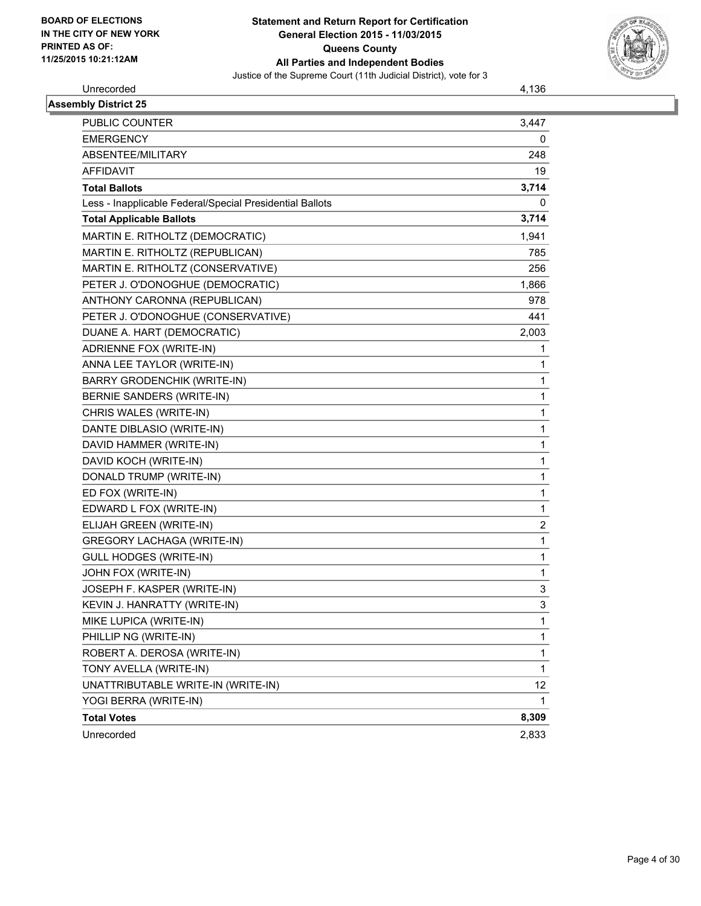BOARD OF ELECTIONS
IN THE CITY OF NEW YORK
PRINTED AS OF:
11/25/2015 10:21:12AM

**Statement and Return Report for Certification**
**General Election 2015 - 11/03/2015**
**Queens County**
**All Parties and Independent Bodies**
Justice of the Supreme Court (11th Judicial District), vote for 3

| Unrecorded | 4,136 |
|---|---|

**Assembly District 25**

| | |
|---|---|
| PUBLIC COUNTER | 3,447 |
| EMERGENCY | 0 |
| ABSENTEE/MILITARY | 248 |
| AFFIDAVIT | 19 |
| **Total Ballots** | **3,714** |
| Less - Inapplicable Federal/Special Presidential Ballots | 0 |
| **Total Applicable Ballots** | **3,714** |
| MARTIN E. RITHOLTZ (DEMOCRATIC) | 1,941 |
| MARTIN E. RITHOLTZ (REPUBLICAN) | 785 |
| MARTIN E. RITHOLTZ (CONSERVATIVE) | 256 |
| PETER J. O'DONOGHUE (DEMOCRATIC) | 1,866 |
| ANTHONY CARONNA (REPUBLICAN) | 978 |
| PETER J. O'DONOGHUE (CONSERVATIVE) | 441 |
| DUANE A. HART (DEMOCRATIC) | 2,003 |
| ADRIENNE FOX (WRITE-IN) | 1 |
| ANNA LEE TAYLOR (WRITE-IN) | 1 |
| BARRY GRODENCHIK (WRITE-IN) | 1 |
| BERNIE SANDERS (WRITE-IN) | 1 |
| CHRIS WALES (WRITE-IN) | 1 |
| DANTE DIBLASIO (WRITE-IN) | 1 |
| DAVID HAMMER (WRITE-IN) | 1 |
| DAVID KOCH (WRITE-IN) | 1 |
| DONALD TRUMP (WRITE-IN) | 1 |
| ED FOX (WRITE-IN) | 1 |
| EDWARD L FOX (WRITE-IN) | 1 |
| ELIJAH GREEN (WRITE-IN) | 2 |
| GREGORY LACHAGA (WRITE-IN) | 1 |
| GULL HODGES (WRITE-IN) | 1 |
| JOHN FOX (WRITE-IN) | 1 |
| JOSEPH F. KASPER (WRITE-IN) | 3 |
| KEVIN J. HANRATTY (WRITE-IN) | 3 |
| MIKE LUPICA (WRITE-IN) | 1 |
| PHILLIP NG (WRITE-IN) | 1 |
| ROBERT A. DEROSA (WRITE-IN) | 1 |
| TONY AVELLA (WRITE-IN) | 1 |
| UNATTRIBUTABLE WRITE-IN (WRITE-IN) | 12 |
| YOGI BERRA (WRITE-IN) | 1 |
| **Total Votes** | **8,309** |
| Unrecorded | 2,833 |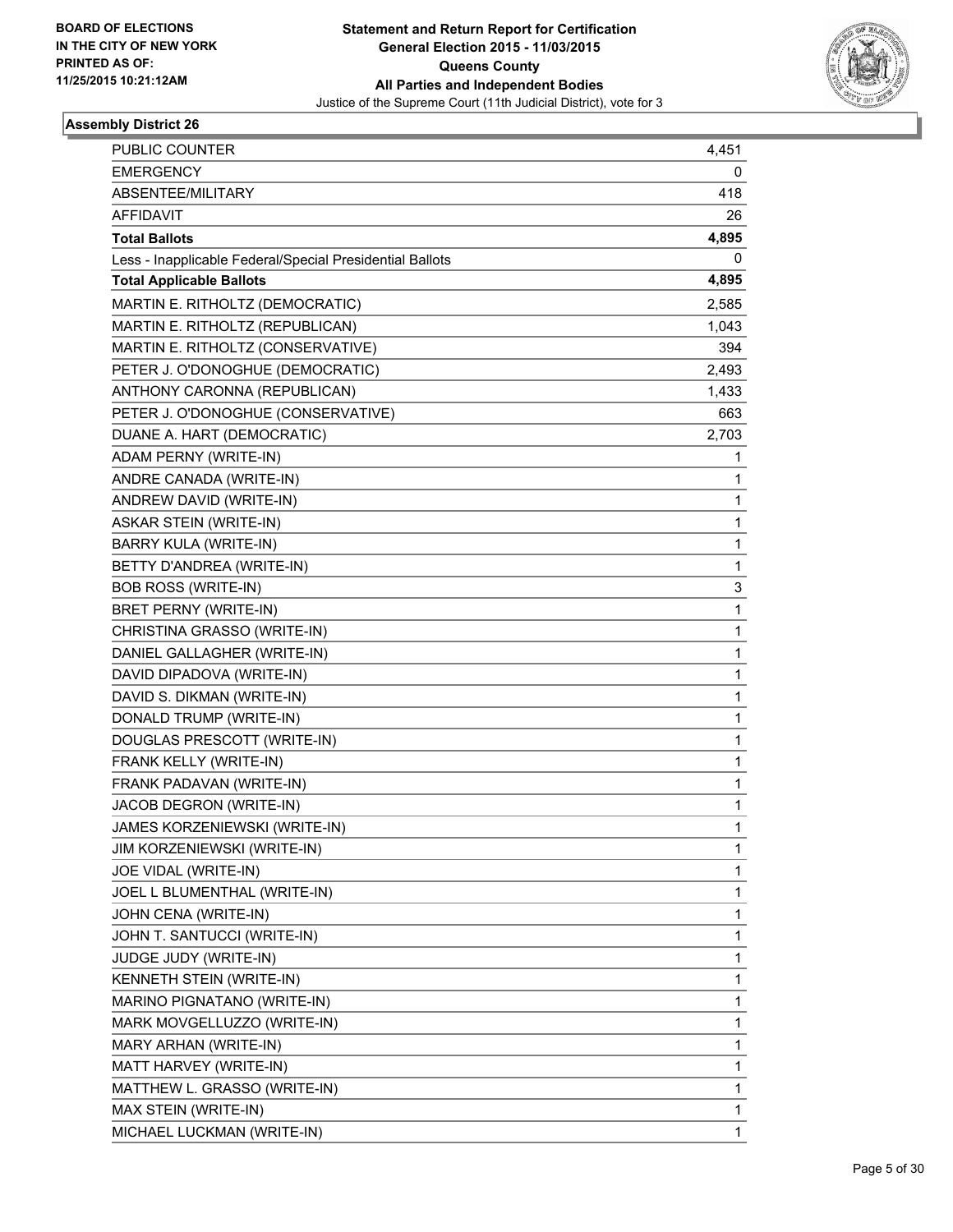BOARD OF ELECTIONS
IN THE CITY OF NEW YORK
PRINTED AS OF:
11/25/2015 10:21:12AM

**Statement and Return Report for Certification**
**General Election 2015 - 11/03/2015**
**Queens County**
**All Parties and Independent Bodies**
Justice of the Supreme Court (11th Judicial District), vote for 3

### Assembly District 26

| | |
|---|---|
| PUBLIC COUNTER | 4,451 |
| EMERGENCY | 0 |
| ABSENTEE/MILITARY | 418 |
| AFFIDAVIT | 26 |
| **Total Ballots** | **4,895** |
| Less - Inapplicable Federal/Special Presidential Ballots | 0 |
| **Total Applicable Ballots** | **4,895** |
| MARTIN E. RITHOLTZ (DEMOCRATIC) | 2,585 |
| MARTIN E. RITHOLTZ (REPUBLICAN) | 1,043 |
| MARTIN E. RITHOLTZ (CONSERVATIVE) | 394 |
| PETER J. O'DONOGHUE (DEMOCRATIC) | 2,493 |
| ANTHONY CARONNA (REPUBLICAN) | 1,433 |
| PETER J. O'DONOGHUE (CONSERVATIVE) | 663 |
| DUANE A. HART (DEMOCRATIC) | 2,703 |
| ADAM PERNY (WRITE-IN) | 1 |
| ANDRE CANADA (WRITE-IN) | 1 |
| ANDREW DAVID (WRITE-IN) | 1 |
| ASKAR STEIN (WRITE-IN) | 1 |
| BARRY KULA (WRITE-IN) | 1 |
| BETTY D'ANDREA (WRITE-IN) | 1 |
| BOB ROSS (WRITE-IN) | 3 |
| BRET PERNY (WRITE-IN) | 1 |
| CHRISTINA GRASSO (WRITE-IN) | 1 |
| DANIEL GALLAGHER (WRITE-IN) | 1 |
| DAVID DIPADOVA (WRITE-IN) | 1 |
| DAVID S. DIKMAN (WRITE-IN) | 1 |
| DONALD TRUMP (WRITE-IN) | 1 |
| DOUGLAS PRESCOTT (WRITE-IN) | 1 |
| FRANK KELLY (WRITE-IN) | 1 |
| FRANK PADAVAN (WRITE-IN) | 1 |
| JACOB DEGRON (WRITE-IN) | 1 |
| JAMES KORZENIEWSKI (WRITE-IN) | 1 |
| JIM KORZENIEWSKI (WRITE-IN) | 1 |
| JOE VIDAL (WRITE-IN) | 1 |
| JOEL L BLUMENTHAL (WRITE-IN) | 1 |
| JOHN CENA (WRITE-IN) | 1 |
| JOHN T. SANTUCCI (WRITE-IN) | 1 |
| JUDGE JUDY (WRITE-IN) | 1 |
| KENNETH STEIN (WRITE-IN) | 1 |
| MARINO PIGNATANO (WRITE-IN) | 1 |
| MARK MOVGELLUZZO (WRITE-IN) | 1 |
| MARY ARHAN (WRITE-IN) | 1 |
| MATT HARVEY (WRITE-IN) | 1 |
| MATTHEW L. GRASSO (WRITE-IN) | 1 |
| MAX STEIN (WRITE-IN) | 1 |
| MICHAEL LUCKMAN (WRITE-IN) | 1 |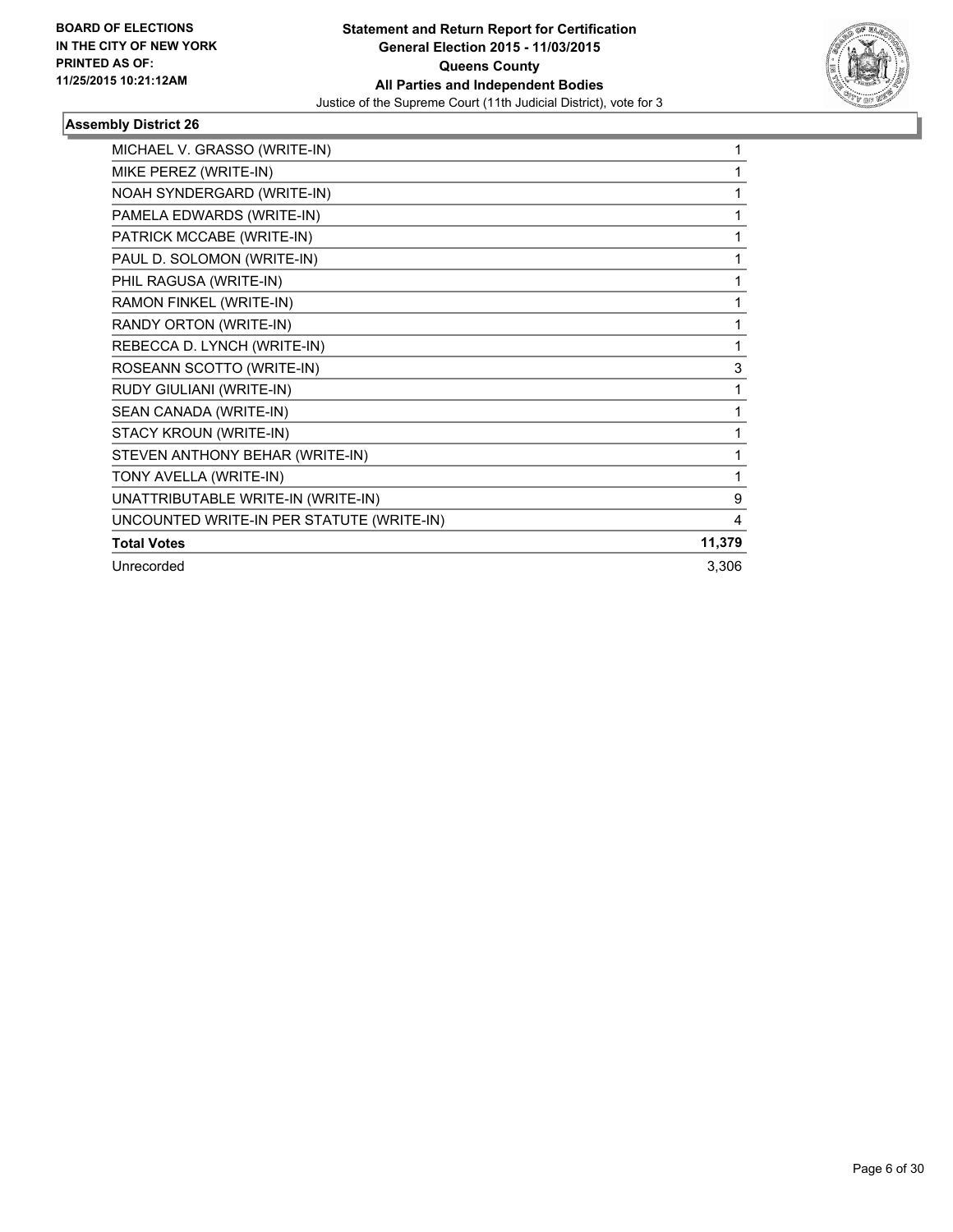**BOARD OF ELECTIONS IN THE CITY OF NEW YORK PRINTED AS OF: 11/25/2015 10:21:12AM**

**Statement and Return Report for Certification General Election 2015 - 11/03/2015 Queens County All Parties and Independent Bodies**

Justice of the Supreme Court (11th Judicial District), vote for 3

### Assembly District 26

| | |
|---|---|
| MICHAEL V. GRASSO (WRITE-IN) | 1 |
| MIKE PEREZ (WRITE-IN) | 1 |
| NOAH SYNDERGARD (WRITE-IN) | 1 |
| PAMELA EDWARDS (WRITE-IN) | 1 |
| PATRICK MCCABE (WRITE-IN) | 1 |
| PAUL D. SOLOMON (WRITE-IN) | 1 |
| PHIL RAGUSA (WRITE-IN) | 1 |
| RAMON FINKEL (WRITE-IN) | 1 |
| RANDY ORTON (WRITE-IN) | 1 |
| REBECCA D. LYNCH (WRITE-IN) | 1 |
| ROSEANN SCOTTO (WRITE-IN) | 3 |
| RUDY GIULIANI (WRITE-IN) | 1 |
| SEAN CANADA (WRITE-IN) | 1 |
| STACY KROUN (WRITE-IN) | 1 |
| STEVEN ANTHONY BEHAR (WRITE-IN) | 1 |
| TONY AVELLA (WRITE-IN) | 1 |
| UNATTRIBUTABLE WRITE-IN (WRITE-IN) | 9 |
| UNCOUNTED WRITE-IN PER STATUTE (WRITE-IN) | 4 |
| **Total Votes** | **11,379** |
| Unrecorded | 3,306 |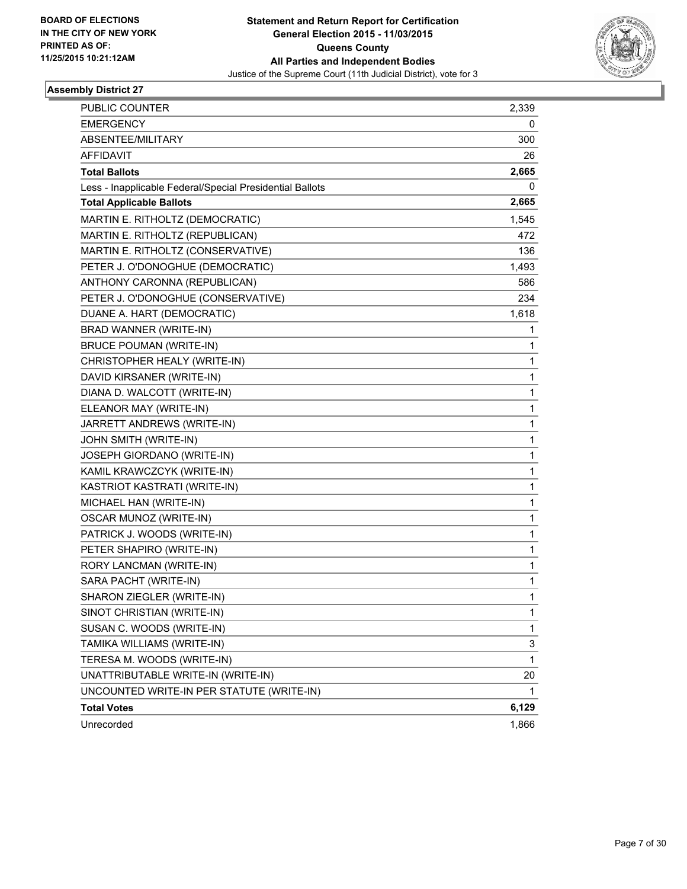BOARD OF ELECTIONS
IN THE CITY OF NEW YORK
PRINTED AS OF:
11/25/2015 10:21:12AM

**Statement and Return Report for Certification**
**General Election 2015 - 11/03/2015**
**Queens County**
**All Parties and Independent Bodies**
Justice of the Supreme Court (11th Judicial District), vote for 3

### Assembly District 27

| | |
|---|---|
| PUBLIC COUNTER | 2,339 |
| EMERGENCY | 0 |
| ABSENTEE/MILITARY | 300 |
| AFFIDAVIT | 26 |
| **Total Ballots** | **2,665** |
| Less - Inapplicable Federal/Special Presidential Ballots | 0 |
| **Total Applicable Ballots** | **2,665** |
| MARTIN E. RITHOLTZ (DEMOCRATIC) | 1,545 |
| MARTIN E. RITHOLTZ (REPUBLICAN) | 472 |
| MARTIN E. RITHOLTZ (CONSERVATIVE) | 136 |
| PETER J. O'DONOGHUE (DEMOCRATIC) | 1,493 |
| ANTHONY CARONNA (REPUBLICAN) | 586 |
| PETER J. O'DONOGHUE (CONSERVATIVE) | 234 |
| DUANE A. HART (DEMOCRATIC) | 1,618 |
| BRAD WANNER (WRITE-IN) | 1 |
| BRUCE POUMAN (WRITE-IN) | 1 |
| CHRISTOPHER HEALY (WRITE-IN) | 1 |
| DAVID KIRSANER (WRITE-IN) | 1 |
| DIANA D. WALCOTT (WRITE-IN) | 1 |
| ELEANOR MAY (WRITE-IN) | 1 |
| JARRETT ANDREWS (WRITE-IN) | 1 |
| JOHN SMITH (WRITE-IN) | 1 |
| JOSEPH GIORDANO (WRITE-IN) | 1 |
| KAMIL KRAWCZCYK (WRITE-IN) | 1 |
| KASTRIOT KASTRATI (WRITE-IN) | 1 |
| MICHAEL HAN (WRITE-IN) | 1 |
| OSCAR MUNOZ (WRITE-IN) | 1 |
| PATRICK J. WOODS (WRITE-IN) | 1 |
| PETER SHAPIRO (WRITE-IN) | 1 |
| RORY LANCMAN (WRITE-IN) | 1 |
| SARA PACHT (WRITE-IN) | 1 |
| SHARON ZIEGLER (WRITE-IN) | 1 |
| SINOT CHRISTIAN (WRITE-IN) | 1 |
| SUSAN C. WOODS (WRITE-IN) | 1 |
| TAMIKA WILLIAMS (WRITE-IN) | 3 |
| TERESA M. WOODS (WRITE-IN) | 1 |
| UNATTRIBUTABLE WRITE-IN (WRITE-IN) | 20 |
| UNCOUNTED WRITE-IN PER STATUTE (WRITE-IN) | 1 |
| **Total Votes** | **6,129** |
| Unrecorded | 1,866 |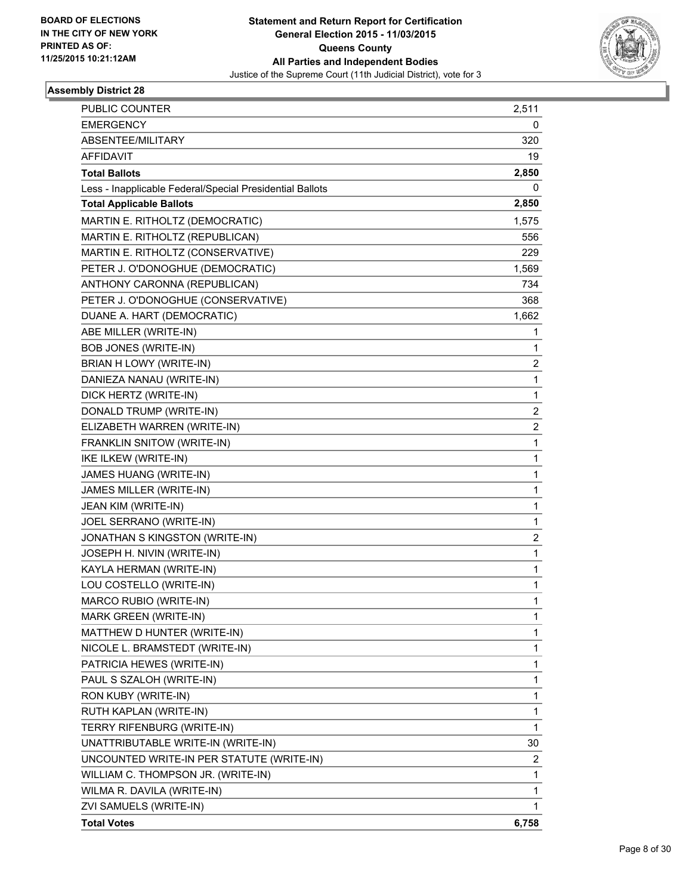**BOARD OF ELECTIONS IN THE CITY OF NEW YORK PRINTED AS OF: 11/25/2015 10:21:12AM**

# Statement and Return Report for Certification
## General Election 2015 - 11/03/2015
## Queens County
## All Parties and Independent Bodies
Justice of the Supreme Court (11th Judicial District), vote for 3

### Assembly District 28

| | |
|---|---|
| PUBLIC COUNTER | 2,511 |
| EMERGENCY | 0 |
| ABSENTEE/MILITARY | 320 |
| AFFIDAVIT | 19 |
| **Total Ballots** | **2,850** |
| Less - Inapplicable Federal/Special Presidential Ballots | 0 |
| **Total Applicable Ballots** | **2,850** |
| MARTIN E. RITHOLTZ (DEMOCRATIC) | 1,575 |
| MARTIN E. RITHOLTZ (REPUBLICAN) | 556 |
| MARTIN E. RITHOLTZ (CONSERVATIVE) | 229 |
| PETER J. O'DONOGHUE (DEMOCRATIC) | 1,569 |
| ANTHONY CARONNA (REPUBLICAN) | 734 |
| PETER J. O'DONOGHUE (CONSERVATIVE) | 368 |
| DUANE A. HART (DEMOCRATIC) | 1,662 |
| ABE MILLER (WRITE-IN) | 1 |
| BOB JONES (WRITE-IN) | 1 |
| BRIAN H LOWY (WRITE-IN) | 2 |
| DANIEZA NANAU (WRITE-IN) | 1 |
| DICK HERTZ (WRITE-IN) | 1 |
| DONALD TRUMP (WRITE-IN) | 2 |
| ELIZABETH WARREN (WRITE-IN) | 2 |
| FRANKLIN SNITOW (WRITE-IN) | 1 |
| IKE ILKEW (WRITE-IN) | 1 |
| JAMES HUANG (WRITE-IN) | 1 |
| JAMES MILLER (WRITE-IN) | 1 |
| JEAN KIM (WRITE-IN) | 1 |
| JOEL SERRANO (WRITE-IN) | 1 |
| JONATHAN S KINGSTON (WRITE-IN) | 2 |
| JOSEPH H. NIVIN (WRITE-IN) | 1 |
| KAYLA HERMAN (WRITE-IN) | 1 |
| LOU COSTELLO (WRITE-IN) | 1 |
| MARCO RUBIO (WRITE-IN) | 1 |
| MARK GREEN (WRITE-IN) | 1 |
| MATTHEW D HUNTER (WRITE-IN) | 1 |
| NICOLE L. BRAMSTEDT (WRITE-IN) | 1 |
| PATRICIA HEWES (WRITE-IN) | 1 |
| PAUL S SZALOH (WRITE-IN) | 1 |
| RON KUBY (WRITE-IN) | 1 |
| RUTH KAPLAN (WRITE-IN) | 1 |
| TERRY RIFENBURG (WRITE-IN) | 1 |
| UNATTRIBUTABLE WRITE-IN (WRITE-IN) | 30 |
| UNCOUNTED WRITE-IN PER STATUTE (WRITE-IN) | 2 |
| WILLIAM C. THOMPSON JR. (WRITE-IN) | 1 |
| WILMA R. DAVILA (WRITE-IN) | 1 |
| ZVI SAMUELS (WRITE-IN) | 1 |
| **Total Votes** | **6,758** |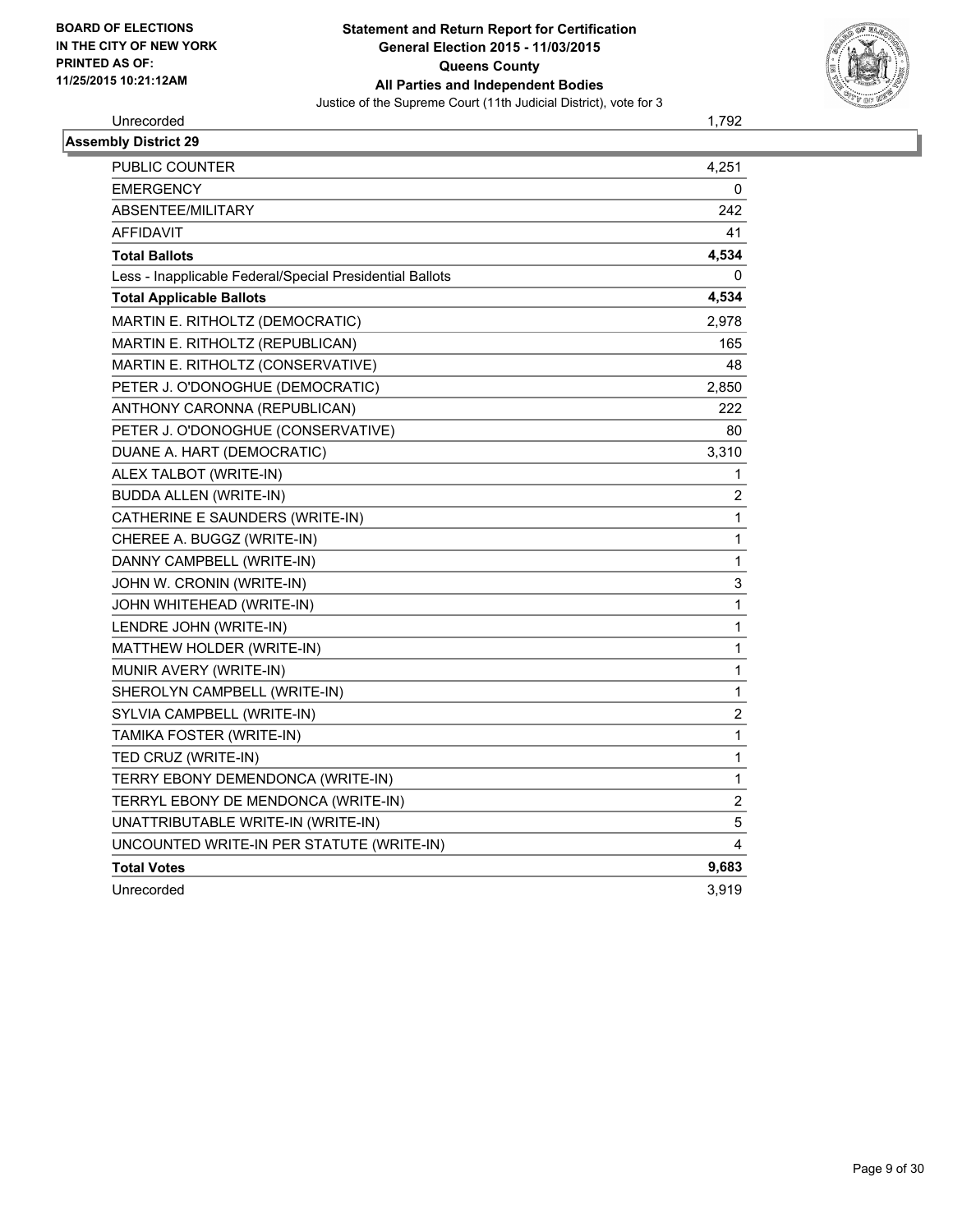**BOARD OF ELECTIONS IN THE CITY OF NEW YORK PRINTED AS OF: 11/25/2015 10:21:12AM**

# Statement and Return Report for Certification
## General Election 2015 - 11/03/2015
## Queens County
## All Parties and Independent Bodies

Justice of the Supreme Court (11th Judicial District), vote for 3

| | |
|---|---|
| Unrecorded | 1,792 |

**Assembly District 29**

| | |
|---|---|
| PUBLIC COUNTER | 4,251 |
| EMERGENCY | 0 |
| ABSENTEE/MILITARY | 242 |
| AFFIDAVIT | 41 |
| **Total Ballots** | **4,534** |
| Less - Inapplicable Federal/Special Presidential Ballots | 0 |
| **Total Applicable Ballots** | **4,534** |
| MARTIN E. RITHOLTZ (DEMOCRATIC) | 2,978 |
| MARTIN E. RITHOLTZ (REPUBLICAN) | 165 |
| MARTIN E. RITHOLTZ (CONSERVATIVE) | 48 |
| PETER J. O'DONOGHUE (DEMOCRATIC) | 2,850 |
| ANTHONY CARONNA (REPUBLICAN) | 222 |
| PETER J. O'DONOGHUE (CONSERVATIVE) | 80 |
| DUANE A. HART (DEMOCRATIC) | 3,310 |
| ALEX TALBOT (WRITE-IN) | 1 |
| BUDDA ALLEN (WRITE-IN) | 2 |
| CATHERINE E SAUNDERS (WRITE-IN) | 1 |
| CHEREE A. BUGGZ (WRITE-IN) | 1 |
| DANNY CAMPBELL (WRITE-IN) | 1 |
| JOHN W. CRONIN (WRITE-IN) | 3 |
| JOHN WHITEHEAD (WRITE-IN) | 1 |
| LENDRE JOHN (WRITE-IN) | 1 |
| MATTHEW HOLDER (WRITE-IN) | 1 |
| MUNIR AVERY (WRITE-IN) | 1 |
| SHEROLYN CAMPBELL (WRITE-IN) | 1 |
| SYLVIA CAMPBELL (WRITE-IN) | 2 |
| TAMIKA FOSTER (WRITE-IN) | 1 |
| TED CRUZ (WRITE-IN) | 1 |
| TERRY EBONY DEMENDONCA (WRITE-IN) | 1 |
| TERRYL EBONY DE MENDONCA (WRITE-IN) | 2 |
| UNATTRIBUTABLE WRITE-IN (WRITE-IN) | 5 |
| UNCOUNTED WRITE-IN PER STATUTE (WRITE-IN) | 4 |
| **Total Votes** | **9,683** |
| Unrecorded | 3,919 |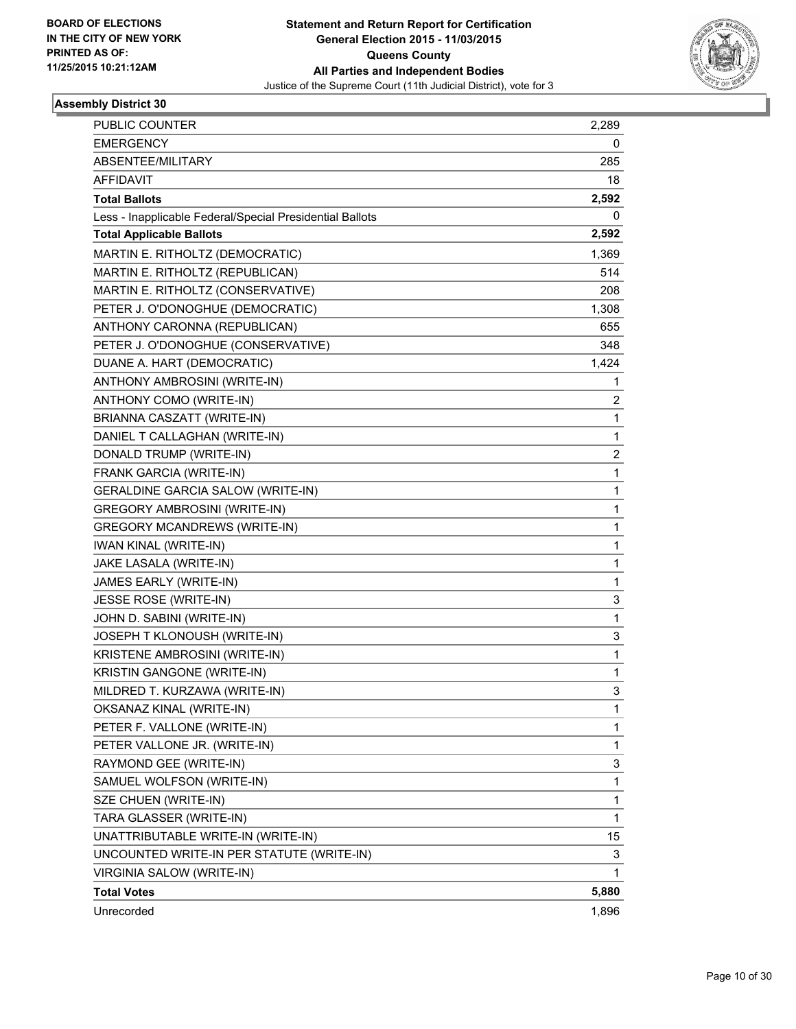BOARD OF ELECTIONS
IN THE CITY OF NEW YORK
PRINTED AS OF:
11/25/2015 10:21:12AM

**Statement and Return Report for Certification**
**General Election 2015 - 11/03/2015**
**Queens County**
**All Parties and Independent Bodies**
Justice of the Supreme Court (11th Judicial District), vote for 3

### Assembly District 30

| | |
|---|---|
| PUBLIC COUNTER | 2,289 |
| EMERGENCY | 0 |
| ABSENTEE/MILITARY | 285 |
| AFFIDAVIT | 18 |
| **Total Ballots** | **2,592** |
| Less - Inapplicable Federal/Special Presidential Ballots | 0 |
| **Total Applicable Ballots** | **2,592** |
| MARTIN E. RITHOLTZ (DEMOCRATIC) | 1,369 |
| MARTIN E. RITHOLTZ (REPUBLICAN) | 514 |
| MARTIN E. RITHOLTZ (CONSERVATIVE) | 208 |
| PETER J. O'DONOGHUE (DEMOCRATIC) | 1,308 |
| ANTHONY CARONNA (REPUBLICAN) | 655 |
| PETER J. O'DONOGHUE (CONSERVATIVE) | 348 |
| DUANE A. HART (DEMOCRATIC) | 1,424 |
| ANTHONY AMBROSINI (WRITE-IN) | 1 |
| ANTHONY COMO (WRITE-IN) | 2 |
| BRIANNA CASZATT (WRITE-IN) | 1 |
| DANIEL T CALLAGHAN (WRITE-IN) | 1 |
| DONALD TRUMP (WRITE-IN) | 2 |
| FRANK GARCIA (WRITE-IN) | 1 |
| GERALDINE GARCIA SALOW (WRITE-IN) | 1 |
| GREGORY AMBROSINI (WRITE-IN) | 1 |
| GREGORY MCANDREWS (WRITE-IN) | 1 |
| IWAN KINAL (WRITE-IN) | 1 |
| JAKE LASALA (WRITE-IN) | 1 |
| JAMES EARLY (WRITE-IN) | 1 |
| JESSE ROSE (WRITE-IN) | 3 |
| JOHN D. SABINI (WRITE-IN) | 1 |
| JOSEPH T KLONOUSH (WRITE-IN) | 3 |
| KRISTENE AMBROSINI (WRITE-IN) | 1 |
| KRISTIN GANGONE (WRITE-IN) | 1 |
| MILDRED T. KURZAWA (WRITE-IN) | 3 |
| OKSANAZ KINAL (WRITE-IN) | 1 |
| PETER F. VALLONE (WRITE-IN) | 1 |
| PETER VALLONE JR. (WRITE-IN) | 1 |
| RAYMOND GEE (WRITE-IN) | 3 |
| SAMUEL WOLFSON (WRITE-IN) | 1 |
| SZE CHUEN (WRITE-IN) | 1 |
| TARA GLASSER (WRITE-IN) | 1 |
| UNATTRIBUTABLE WRITE-IN (WRITE-IN) | 15 |
| UNCOUNTED WRITE-IN PER STATUTE (WRITE-IN) | 3 |
| VIRGINIA SALOW (WRITE-IN) | 1 |
| **Total Votes** | **5,880** |
| Unrecorded | 1,896 |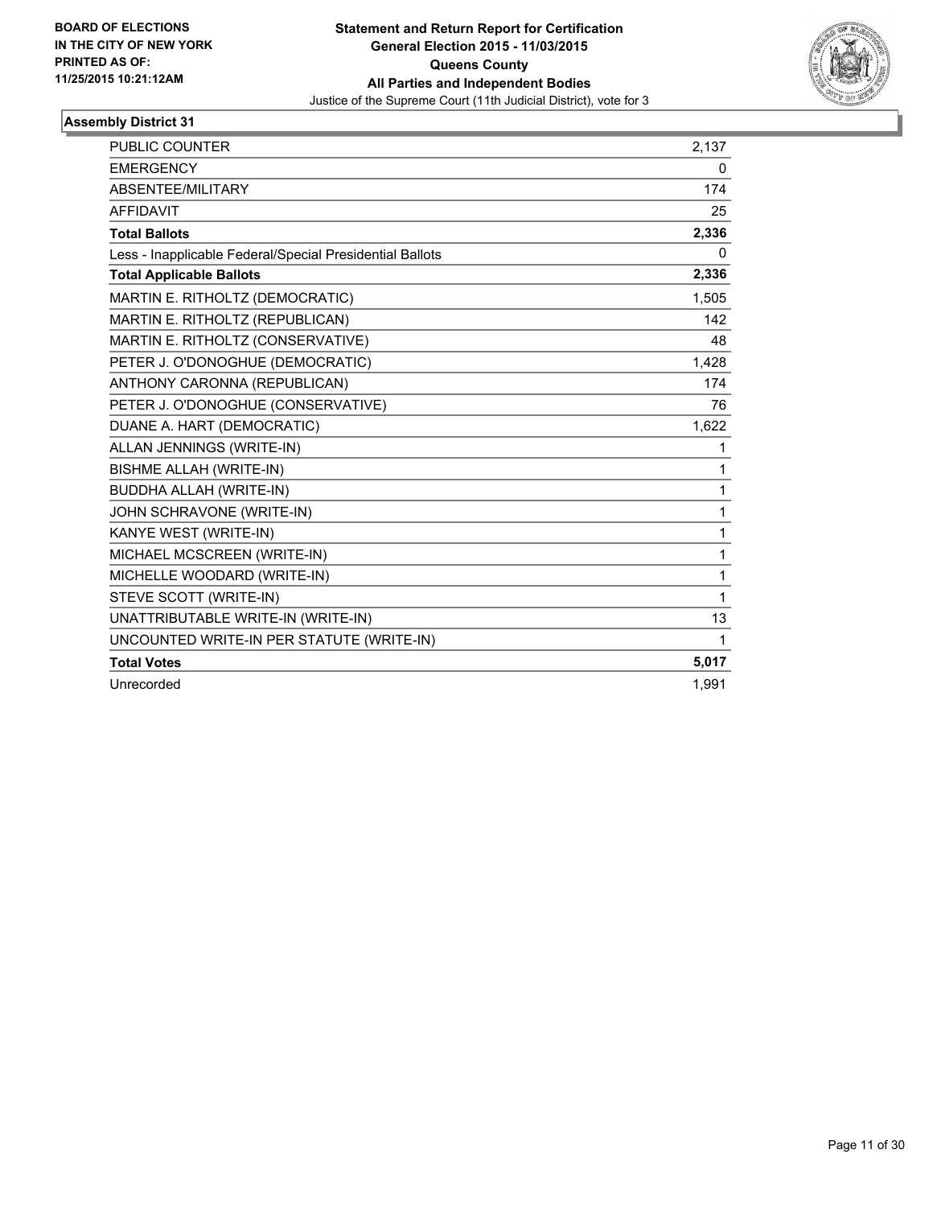BOARD OF ELECTIONS
IN THE CITY OF NEW YORK
PRINTED AS OF:
11/25/2015 10:21:12AM

**Statement and Return Report for Certification**
**General Election 2015 - 11/03/2015**
**Queens County**
**All Parties and Independent Bodies**
Justice of the Supreme Court (11th Judicial District), vote for 3

### Assembly District 31

| | |
|---|---|
| PUBLIC COUNTER | 2,137 |
| EMERGENCY | 0 |
| ABSENTEE/MILITARY | 174 |
| AFFIDAVIT | 25 |
| **Total Ballots** | **2,336** |
| Less - Inapplicable Federal/Special Presidential Ballots | 0 |
| **Total Applicable Ballots** | **2,336** |
| MARTIN E. RITHOLTZ (DEMOCRATIC) | 1,505 |
| MARTIN E. RITHOLTZ (REPUBLICAN) | 142 |
| MARTIN E. RITHOLTZ (CONSERVATIVE) | 48 |
| PETER J. O'DONOGHUE (DEMOCRATIC) | 1,428 |
| ANTHONY CARONNA (REPUBLICAN) | 174 |
| PETER J. O'DONOGHUE (CONSERVATIVE) | 76 |
| DUANE A. HART (DEMOCRATIC) | 1,622 |
| ALLAN JENNINGS (WRITE-IN) | 1 |
| BISHME ALLAH (WRITE-IN) | 1 |
| BUDDHA ALLAH (WRITE-IN) | 1 |
| JOHN SCHRAVONE (WRITE-IN) | 1 |
| KANYE WEST (WRITE-IN) | 1 |
| MICHAEL MCSCREEN (WRITE-IN) | 1 |
| MICHELLE WOODARD (WRITE-IN) | 1 |
| STEVE SCOTT (WRITE-IN) | 1 |
| UNATTRIBUTABLE WRITE-IN (WRITE-IN) | 13 |
| UNCOUNTED WRITE-IN PER STATUTE (WRITE-IN) | 1 |
| **Total Votes** | **5,017** |
| Unrecorded | 1,991 |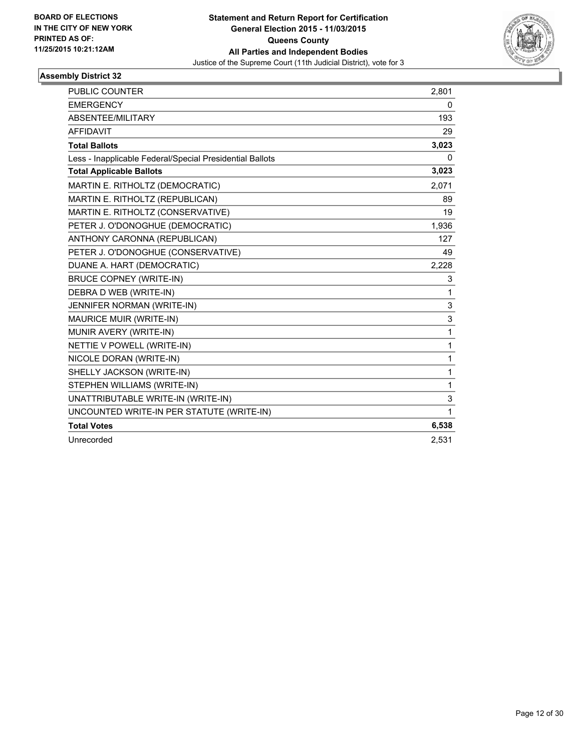**BOARD OF ELECTIONS IN THE CITY OF NEW YORK PRINTED AS OF: 11/25/2015 10:21:12AM**

**Statement and Return Report for Certification**
**General Election 2015 - 11/03/2015**
**Queens County**
**All Parties and Independent Bodies**
Justice of the Supreme Court (11th Judicial District), vote for 3

## Assembly District 32

| | |
|---|---|
| PUBLIC COUNTER | 2,801 |
| EMERGENCY | 0 |
| ABSENTEE/MILITARY | 193 |
| AFFIDAVIT | 29 |
| **Total Ballots** | **3,023** |
| Less - Inapplicable Federal/Special Presidential Ballots | 0 |
| **Total Applicable Ballots** | **3,023** |
| MARTIN E. RITHOLTZ (DEMOCRATIC) | 2,071 |
| MARTIN E. RITHOLTZ (REPUBLICAN) | 89 |
| MARTIN E. RITHOLTZ (CONSERVATIVE) | 19 |
| PETER J. O'DONOGHUE (DEMOCRATIC) | 1,936 |
| ANTHONY CARONNA (REPUBLICAN) | 127 |
| PETER J. O'DONOGHUE (CONSERVATIVE) | 49 |
| DUANE A. HART (DEMOCRATIC) | 2,228 |
| BRUCE COPNEY (WRITE-IN) | 3 |
| DEBRA D WEB (WRITE-IN) | 1 |
| JENNIFER NORMAN (WRITE-IN) | 3 |
| MAURICE MUIR (WRITE-IN) | 3 |
| MUNIR AVERY (WRITE-IN) | 1 |
| NETTIE V POWELL (WRITE-IN) | 1 |
| NICOLE DORAN (WRITE-IN) | 1 |
| SHELLY JACKSON (WRITE-IN) | 1 |
| STEPHEN WILLIAMS (WRITE-IN) | 1 |
| UNATTRIBUTABLE WRITE-IN (WRITE-IN) | 3 |
| UNCOUNTED WRITE-IN PER STATUTE (WRITE-IN) | 1 |
| **Total Votes** | **6,538** |
| Unrecorded | 2,531 |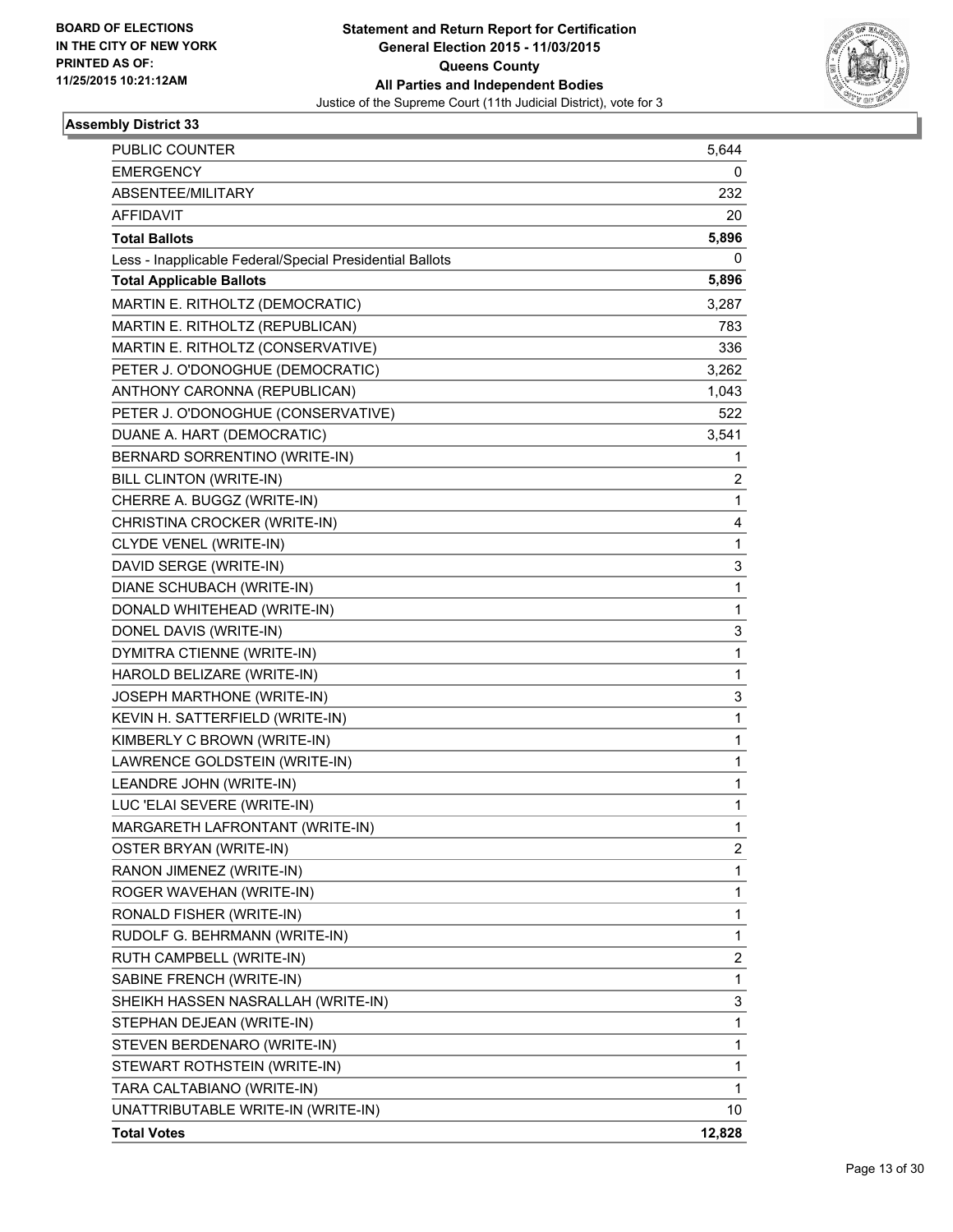BOARD OF ELECTIONS
IN THE CITY OF NEW YORK
PRINTED AS OF:
11/25/2015 10:21:12AM

**Statement and Return Report for Certification**
**General Election 2015 - 11/03/2015**
**Queens County**
**All Parties and Independent Bodies**
Justice of the Supreme Court (11th Judicial District), vote for 3

### Assembly District 33

| | |
|---|---|
| PUBLIC COUNTER | 5,644 |
| EMERGENCY | 0 |
| ABSENTEE/MILITARY | 232 |
| AFFIDAVIT | 20 |
| **Total Ballots** | **5,896** |
| Less - Inapplicable Federal/Special Presidential Ballots | 0 |
| **Total Applicable Ballots** | **5,896** |
| MARTIN E. RITHOLTZ (DEMOCRATIC) | 3,287 |
| MARTIN E. RITHOLTZ (REPUBLICAN) | 783 |
| MARTIN E. RITHOLTZ (CONSERVATIVE) | 336 |
| PETER J. O'DONOGHUE (DEMOCRATIC) | 3,262 |
| ANTHONY CARONNA (REPUBLICAN) | 1,043 |
| PETER J. O'DONOGHUE (CONSERVATIVE) | 522 |
| DUANE A. HART (DEMOCRATIC) | 3,541 |
| BERNARD SORRENTINO (WRITE-IN) | 1 |
| BILL CLINTON (WRITE-IN) | 2 |
| CHERRE A. BUGGZ (WRITE-IN) | 1 |
| CHRISTINA CROCKER (WRITE-IN) | 4 |
| CLYDE VENEL (WRITE-IN) | 1 |
| DAVID SERGE (WRITE-IN) | 3 |
| DIANE SCHUBACH (WRITE-IN) | 1 |
| DONALD WHITEHEAD (WRITE-IN) | 1 |
| DONEL DAVIS (WRITE-IN) | 3 |
| DYMITRA CTIENNE (WRITE-IN) | 1 |
| HAROLD BELIZARE (WRITE-IN) | 1 |
| JOSEPH MARTHONE (WRITE-IN) | 3 |
| KEVIN H. SATTERFIELD (WRITE-IN) | 1 |
| KIMBERLY C BROWN (WRITE-IN) | 1 |
| LAWRENCE GOLDSTEIN (WRITE-IN) | 1 |
| LEANDRE JOHN (WRITE-IN) | 1 |
| LUC 'ELAI SEVERE (WRITE-IN) | 1 |
| MARGARETH LAFRONTANT (WRITE-IN) | 1 |
| OSTER BRYAN (WRITE-IN) | 2 |
| RANON JIMENEZ (WRITE-IN) | 1 |
| ROGER WAVEHAN (WRITE-IN) | 1 |
| RONALD FISHER (WRITE-IN) | 1 |
| RUDOLF G. BEHRMANN (WRITE-IN) | 1 |
| RUTH CAMPBELL (WRITE-IN) | 2 |
| SABINE FRENCH (WRITE-IN) | 1 |
| SHEIKH HASSEN NASRALLAH (WRITE-IN) | 3 |
| STEPHAN DEJEAN (WRITE-IN) | 1 |
| STEVEN BERDENARO (WRITE-IN) | 1 |
| STEWART ROTHSTEIN (WRITE-IN) | 1 |
| TARA CALTABIANO (WRITE-IN) | 1 |
| UNATTRIBUTABLE WRITE-IN (WRITE-IN) | 10 |
| **Total Votes** | **12,828** |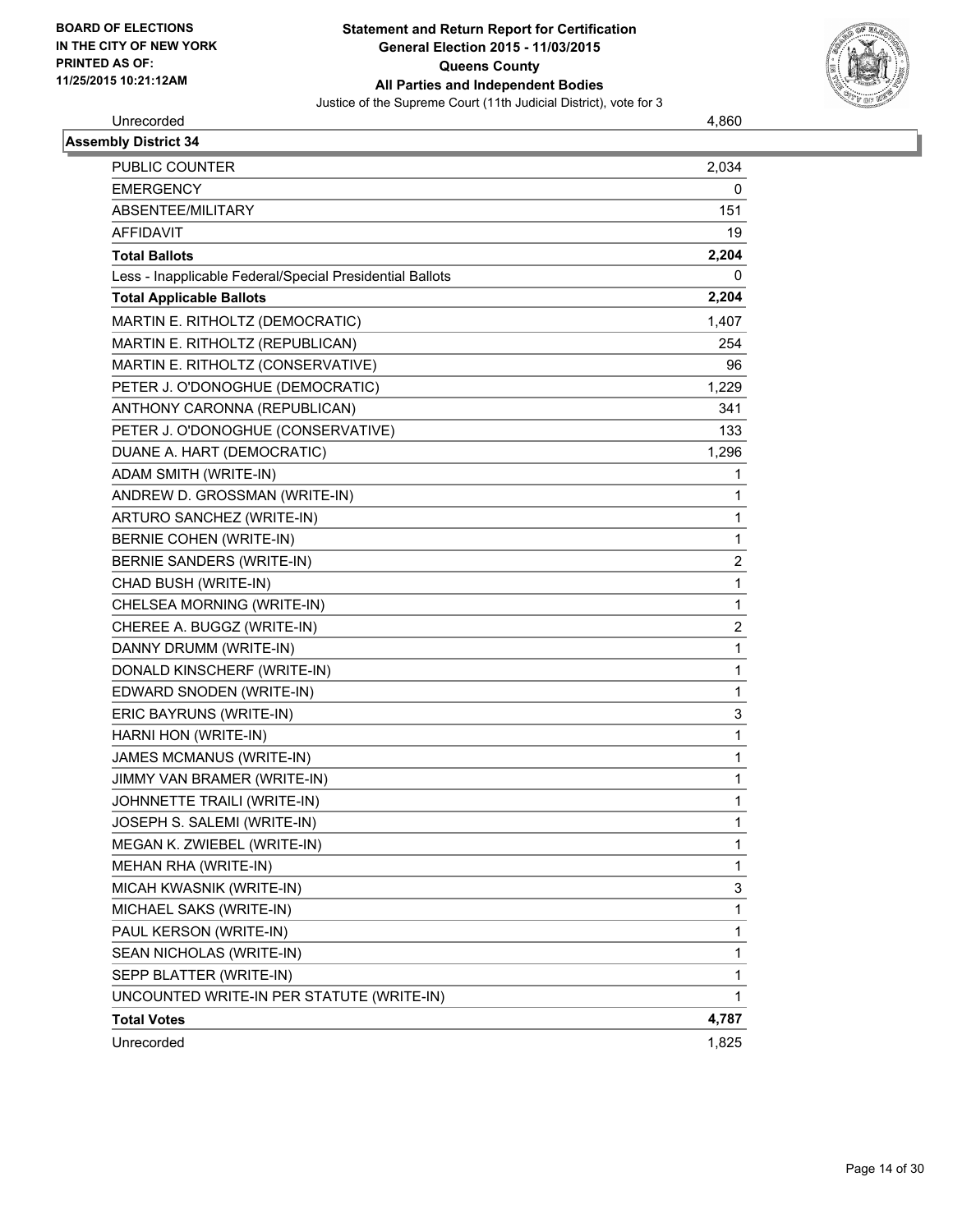**Statement and Return Report for Certification**
**General Election 2015 - 11/03/2015**
**Queens County**
**All Parties and Independent Bodies**
Justice of the Supreme Court (11th Judicial District), vote for 3

BOARD OF ELECTIONS
IN THE CITY OF NEW YORK
PRINTED AS OF:
11/25/2015 10:21:12AM

| Unrecorded | 4,860 |
|---|---|

**Assembly District 34**

| | |
|---|---|
| PUBLIC COUNTER | 2,034 |
| EMERGENCY | 0 |
| ABSENTEE/MILITARY | 151 |
| AFFIDAVIT | 19 |
| **Total Ballots** | **2,204** |
| Less - Inapplicable Federal/Special Presidential Ballots | 0 |
| **Total Applicable Ballots** | **2,204** |
| MARTIN E. RITHOLTZ (DEMOCRATIC) | 1,407 |
| MARTIN E. RITHOLTZ (REPUBLICAN) | 254 |
| MARTIN E. RITHOLTZ (CONSERVATIVE) | 96 |
| PETER J. O'DONOGHUE (DEMOCRATIC) | 1,229 |
| ANTHONY CARONNA (REPUBLICAN) | 341 |
| PETER J. O'DONOGHUE (CONSERVATIVE) | 133 |
| DUANE A. HART (DEMOCRATIC) | 1,296 |
| ADAM SMITH (WRITE-IN) | 1 |
| ANDREW D. GROSSMAN (WRITE-IN) | 1 |
| ARTURO SANCHEZ (WRITE-IN) | 1 |
| BERNIE COHEN (WRITE-IN) | 1 |
| BERNIE SANDERS (WRITE-IN) | 2 |
| CHAD BUSH (WRITE-IN) | 1 |
| CHELSEA MORNING (WRITE-IN) | 1 |
| CHEREE A. BUGGZ (WRITE-IN) | 2 |
| DANNY DRUMM (WRITE-IN) | 1 |
| DONALD KINSCHERF (WRITE-IN) | 1 |
| EDWARD SNODEN (WRITE-IN) | 1 |
| ERIC BAYRUNS (WRITE-IN) | 3 |
| HARNI HON (WRITE-IN) | 1 |
| JAMES MCMANUS (WRITE-IN) | 1 |
| JIMMY VAN BRAMER (WRITE-IN) | 1 |
| JOHNNETTE TRAILI (WRITE-IN) | 1 |
| JOSEPH S. SALEMI (WRITE-IN) | 1 |
| MEGAN K. ZWIEBEL (WRITE-IN) | 1 |
| MEHAN RHA (WRITE-IN) | 1 |
| MICAH KWASNIK (WRITE-IN) | 3 |
| MICHAEL SAKS (WRITE-IN) | 1 |
| PAUL KERSON (WRITE-IN) | 1 |
| SEAN NICHOLAS (WRITE-IN) | 1 |
| SEPP BLATTER (WRITE-IN) | 1 |
| UNCOUNTED WRITE-IN PER STATUTE (WRITE-IN) | 1 |
| **Total Votes** | **4,787** |
| Unrecorded | 1,825 |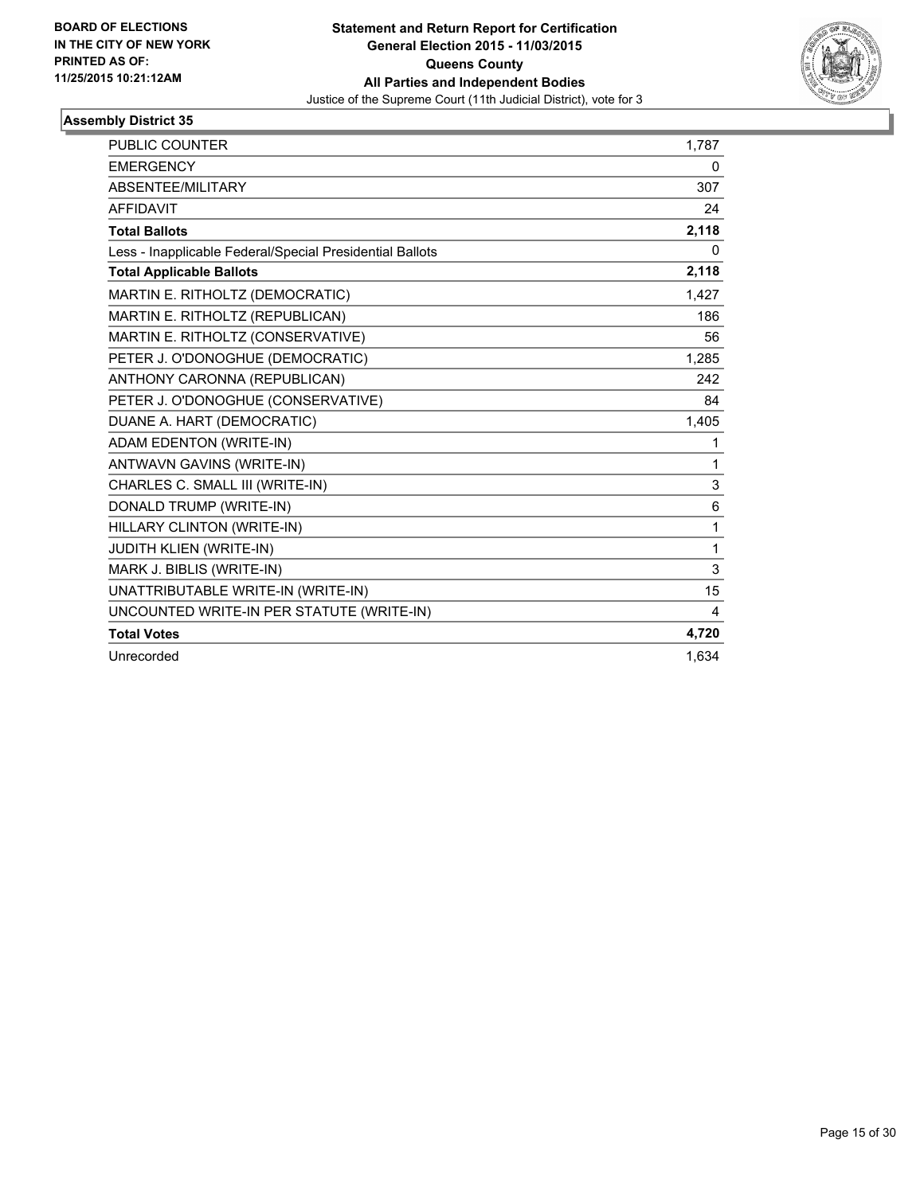**BOARD OF ELECTIONS IN THE CITY OF NEW YORK PRINTED AS OF: 11/25/2015 10:21:12AM**

**Statement and Return Report for Certification**
**General Election 2015 - 11/03/2015**
**Queens County**
**All Parties and Independent Bodies**
Justice of the Supreme Court (11th Judicial District), vote for 3

### Assembly District 35

| | |
|---|---|
| PUBLIC COUNTER | 1,787 |
| EMERGENCY | 0 |
| ABSENTEE/MILITARY | 307 |
| AFFIDAVIT | 24 |
| **Total Ballots** | **2,118** |
| Less - Inapplicable Federal/Special Presidential Ballots | 0 |
| **Total Applicable Ballots** | **2,118** |
| MARTIN E. RITHOLTZ (DEMOCRATIC) | 1,427 |
| MARTIN E. RITHOLTZ (REPUBLICAN) | 186 |
| MARTIN E. RITHOLTZ (CONSERVATIVE) | 56 |
| PETER J. O'DONOGHUE (DEMOCRATIC) | 1,285 |
| ANTHONY CARONNA (REPUBLICAN) | 242 |
| PETER J. O'DONOGHUE (CONSERVATIVE) | 84 |
| DUANE A. HART (DEMOCRATIC) | 1,405 |
| ADAM EDENTON (WRITE-IN) | 1 |
| ANTWAVN GAVINS (WRITE-IN) | 1 |
| CHARLES C. SMALL III (WRITE-IN) | 3 |
| DONALD TRUMP (WRITE-IN) | 6 |
| HILLARY CLINTON (WRITE-IN) | 1 |
| JUDITH KLIEN (WRITE-IN) | 1 |
| MARK J. BIBLIS (WRITE-IN) | 3 |
| UNATTRIBUTABLE WRITE-IN (WRITE-IN) | 15 |
| UNCOUNTED WRITE-IN PER STATUTE (WRITE-IN) | 4 |
| **Total Votes** | **4,720** |
| Unrecorded | 1,634 |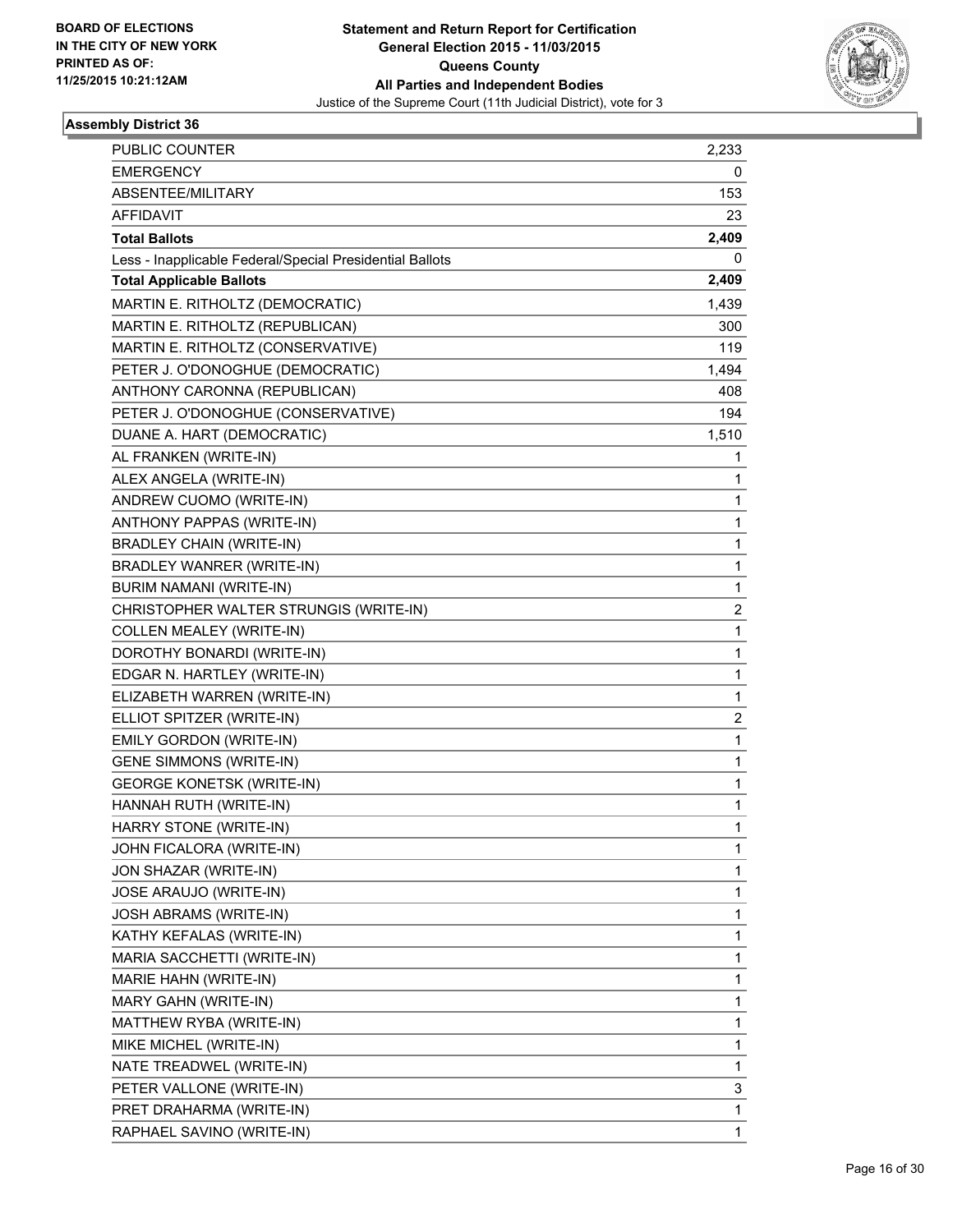BOARD OF ELECTIONS
IN THE CITY OF NEW YORK
PRINTED AS OF:
11/25/2015 10:21:12AM

**Statement and Return Report for Certification**
**General Election 2015 - 11/03/2015**
**Queens County**
**All Parties and Independent Bodies**
Justice of the Supreme Court (11th Judicial District), vote for 3

### Assembly District 36

| | |
|---|---|
| PUBLIC COUNTER | 2,233 |
| EMERGENCY | 0 |
| ABSENTEE/MILITARY | 153 |
| AFFIDAVIT | 23 |
| **Total Ballots** | **2,409** |
| Less - Inapplicable Federal/Special Presidential Ballots | 0 |
| **Total Applicable Ballots** | **2,409** |
| MARTIN E. RITHOLTZ (DEMOCRATIC) | 1,439 |
| MARTIN E. RITHOLTZ (REPUBLICAN) | 300 |
| MARTIN E. RITHOLTZ (CONSERVATIVE) | 119 |
| PETER J. O'DONOGHUE (DEMOCRATIC) | 1,494 |
| ANTHONY CARONNA (REPUBLICAN) | 408 |
| PETER J. O'DONOGHUE (CONSERVATIVE) | 194 |
| DUANE A. HART (DEMOCRATIC) | 1,510 |
| AL FRANKEN (WRITE-IN) | 1 |
| ALEX ANGELA (WRITE-IN) | 1 |
| ANDREW CUOMO (WRITE-IN) | 1 |
| ANTHONY PAPPAS (WRITE-IN) | 1 |
| BRADLEY CHAIN (WRITE-IN) | 1 |
| BRADLEY WANRER (WRITE-IN) | 1 |
| BURIM NAMANI (WRITE-IN) | 1 |
| CHRISTOPHER WALTER STRUNGIS (WRITE-IN) | 2 |
| COLLEN MEALEY (WRITE-IN) | 1 |
| DOROTHY BONARDI (WRITE-IN) | 1 |
| EDGAR N. HARTLEY (WRITE-IN) | 1 |
| ELIZABETH WARREN (WRITE-IN) | 1 |
| ELLIOT SPITZER (WRITE-IN) | 2 |
| EMILY GORDON (WRITE-IN) | 1 |
| GENE SIMMONS (WRITE-IN) | 1 |
| GEORGE KONETSK (WRITE-IN) | 1 |
| HANNAH RUTH (WRITE-IN) | 1 |
| HARRY STONE (WRITE-IN) | 1 |
| JOHN FICALORA (WRITE-IN) | 1 |
| JON SHAZAR (WRITE-IN) | 1 |
| JOSE ARAUJO (WRITE-IN) | 1 |
| JOSH ABRAMS (WRITE-IN) | 1 |
| KATHY KEFALAS (WRITE-IN) | 1 |
| MARIA SACCHETTI (WRITE-IN) | 1 |
| MARIE HAHN (WRITE-IN) | 1 |
| MARY GAHN (WRITE-IN) | 1 |
| MATTHEW RYBA (WRITE-IN) | 1 |
| MIKE MICHEL (WRITE-IN) | 1 |
| NATE TREADWEL (WRITE-IN) | 1 |
| PETER VALLONE (WRITE-IN) | 3 |
| PRET DRAHARMA (WRITE-IN) | 1 |
| RAPHAEL SAVINO (WRITE-IN) | 1 |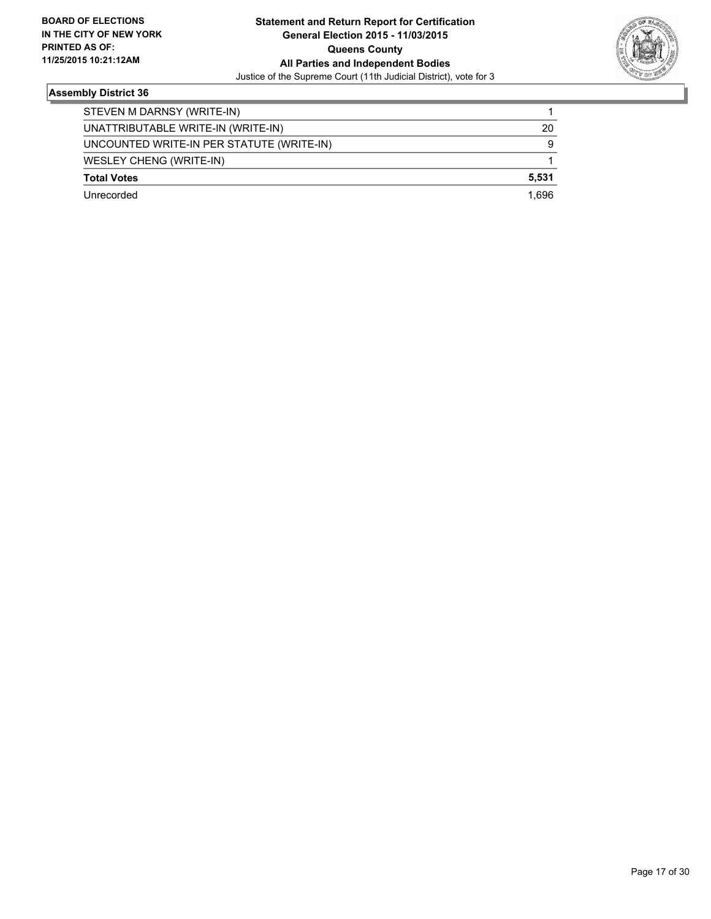## Assembly District 36

| Candidate | Votes |
|---|---|
| STEVEN M DARNSY (WRITE-IN) | 1 |
| UNATTRIBUTABLE WRITE-IN (WRITE-IN) | 20 |
| UNCOUNTED WRITE-IN PER STATUTE (WRITE-IN) | 9 |
| WESLEY CHENG (WRITE-IN) | 1 |
| **Total Votes** | **5,531** |
| Unrecorded | 1,696 |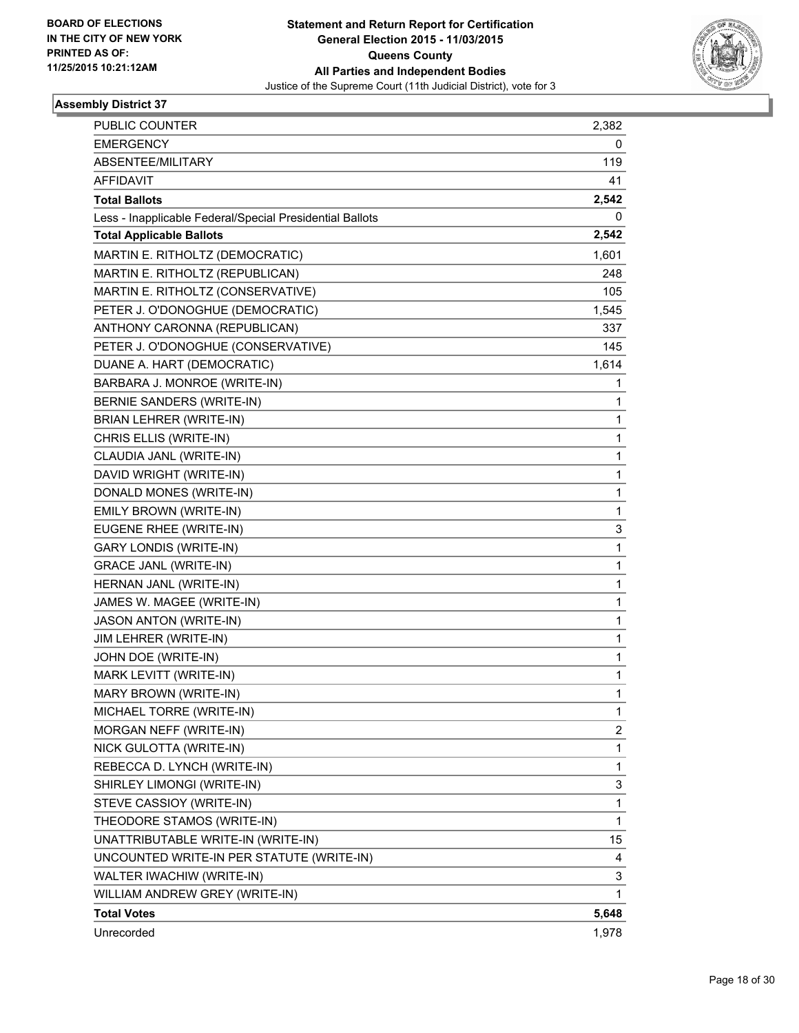BOARD OF ELECTIONS
IN THE CITY OF NEW YORK
PRINTED AS OF:
11/25/2015 10:21:12AM

**Statement and Return Report for Certification**
**General Election 2015 - 11/03/2015**
**Queens County**
**All Parties and Independent Bodies**
Justice of the Supreme Court (11th Judicial District), vote for 3

## Assembly District 37

| | |
|---|---|
| PUBLIC COUNTER | 2,382 |
| EMERGENCY | 0 |
| ABSENTEE/MILITARY | 119 |
| AFFIDAVIT | 41 |
| **Total Ballots** | **2,542** |
| Less - Inapplicable Federal/Special Presidential Ballots | 0 |
| **Total Applicable Ballots** | **2,542** |
| MARTIN E. RITHOLTZ (DEMOCRATIC) | 1,601 |
| MARTIN E. RITHOLTZ (REPUBLICAN) | 248 |
| MARTIN E. RITHOLTZ (CONSERVATIVE) | 105 |
| PETER J. O'DONOGHUE (DEMOCRATIC) | 1,545 |
| ANTHONY CARONNA (REPUBLICAN) | 337 |
| PETER J. O'DONOGHUE (CONSERVATIVE) | 145 |
| DUANE A. HART (DEMOCRATIC) | 1,614 |
| BARBARA J. MONROE (WRITE-IN) | 1 |
| BERNIE SANDERS (WRITE-IN) | 1 |
| BRIAN LEHRER (WRITE-IN) | 1 |
| CHRIS ELLIS (WRITE-IN) | 1 |
| CLAUDIA JANL (WRITE-IN) | 1 |
| DAVID WRIGHT (WRITE-IN) | 1 |
| DONALD MONES (WRITE-IN) | 1 |
| EMILY BROWN (WRITE-IN) | 1 |
| EUGENE RHEE (WRITE-IN) | 3 |
| GARY LONDIS (WRITE-IN) | 1 |
| GRACE JANL (WRITE-IN) | 1 |
| HERNAN JANL (WRITE-IN) | 1 |
| JAMES W. MAGEE (WRITE-IN) | 1 |
| JASON ANTON (WRITE-IN) | 1 |
| JIM LEHRER (WRITE-IN) | 1 |
| JOHN DOE (WRITE-IN) | 1 |
| MARK LEVITT (WRITE-IN) | 1 |
| MARY BROWN (WRITE-IN) | 1 |
| MICHAEL TORRE (WRITE-IN) | 1 |
| MORGAN NEFF (WRITE-IN) | 2 |
| NICK GULOTTA (WRITE-IN) | 1 |
| REBECCA D. LYNCH (WRITE-IN) | 1 |
| SHIRLEY LIMONGI (WRITE-IN) | 3 |
| STEVE CASSIOY (WRITE-IN) | 1 |
| THEODORE STAMOS (WRITE-IN) | 1 |
| UNATTRIBUTABLE WRITE-IN (WRITE-IN) | 15 |
| UNCOUNTED WRITE-IN PER STATUTE (WRITE-IN) | 4 |
| WALTER IWACHIW (WRITE-IN) | 3 |
| WILLIAM ANDREW GREY (WRITE-IN) | 1 |
| **Total Votes** | **5,648** |
| Unrecorded | 1,978 |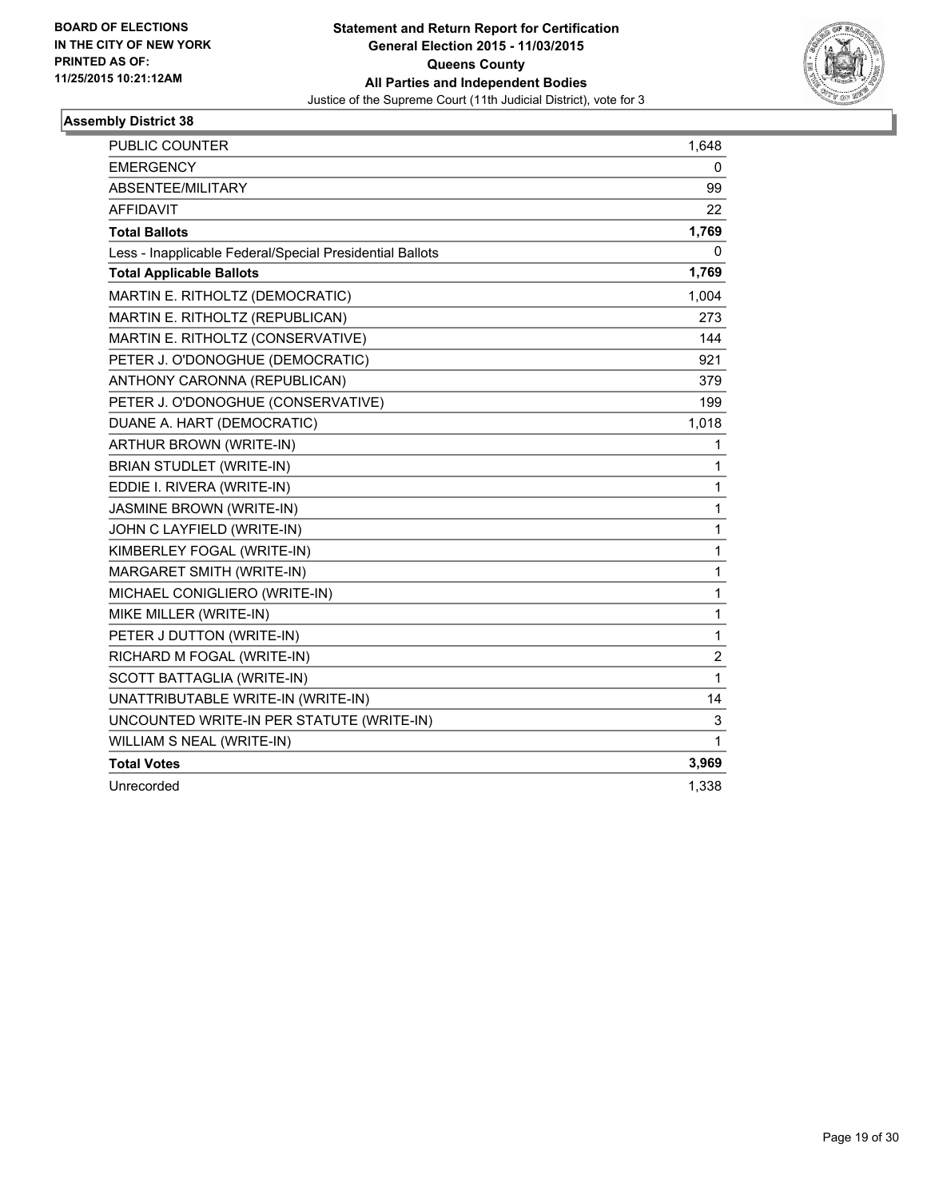BOARD OF ELECTIONS
IN THE CITY OF NEW YORK
PRINTED AS OF:
11/25/2015 10:21:12AM

**Statement and Return Report for Certification**
**General Election 2015 - 11/03/2015**
**Queens County**
**All Parties and Independent Bodies**
Justice of the Supreme Court (11th Judicial District), vote for 3

### Assembly District 38

| | |
|---|---|
| PUBLIC COUNTER | 1,648 |
| EMERGENCY | 0 |
| ABSENTEE/MILITARY | 99 |
| AFFIDAVIT | 22 |
| **Total Ballots** | **1,769** |
| Less - Inapplicable Federal/Special Presidential Ballots | 0 |
| **Total Applicable Ballots** | **1,769** |
| MARTIN E. RITHOLTZ (DEMOCRATIC) | 1,004 |
| MARTIN E. RITHOLTZ (REPUBLICAN) | 273 |
| MARTIN E. RITHOLTZ (CONSERVATIVE) | 144 |
| PETER J. O'DONOGHUE (DEMOCRATIC) | 921 |
| ANTHONY CARONNA (REPUBLICAN) | 379 |
| PETER J. O'DONOGHUE (CONSERVATIVE) | 199 |
| DUANE A. HART (DEMOCRATIC) | 1,018 |
| ARTHUR BROWN (WRITE-IN) | 1 |
| BRIAN STUDLET (WRITE-IN) | 1 |
| EDDIE I. RIVERA (WRITE-IN) | 1 |
| JASMINE BROWN (WRITE-IN) | 1 |
| JOHN C LAYFIELD (WRITE-IN) | 1 |
| KIMBERLEY FOGAL (WRITE-IN) | 1 |
| MARGARET SMITH (WRITE-IN) | 1 |
| MICHAEL CONIGLIERO (WRITE-IN) | 1 |
| MIKE MILLER (WRITE-IN) | 1 |
| PETER J DUTTON (WRITE-IN) | 1 |
| RICHARD M FOGAL (WRITE-IN) | 2 |
| SCOTT BATTAGLIA (WRITE-IN) | 1 |
| UNATTRIBUTABLE WRITE-IN (WRITE-IN) | 14 |
| UNCOUNTED WRITE-IN PER STATUTE (WRITE-IN) | 3 |
| WILLIAM S NEAL (WRITE-IN) | 1 |
| **Total Votes** | **3,969** |
| Unrecorded | 1,338 |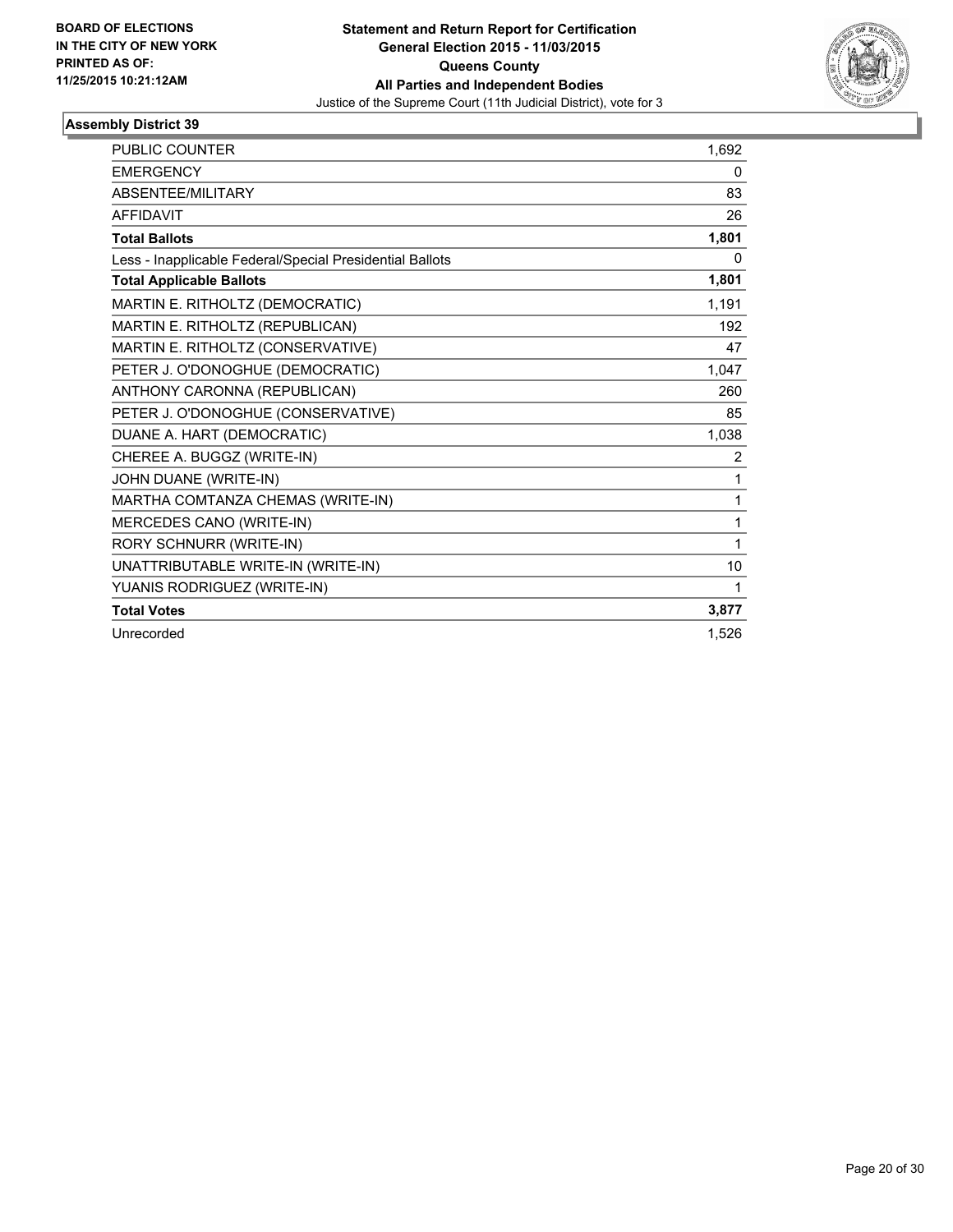**BOARD OF ELECTIONS IN THE CITY OF NEW YORK PRINTED AS OF: 11/25/2015 10:21:12AM**

# Statement and Return Report for Certification
## General Election 2015 - 11/03/2015
## Queens County
## All Parties and Independent Bodies
Justice of the Supreme Court (11th Judicial District), vote for 3

### Assembly District 39

| | |
|---|---|
| PUBLIC COUNTER | 1,692 |
| EMERGENCY | 0 |
| ABSENTEE/MILITARY | 83 |
| AFFIDAVIT | 26 |
| **Total Ballots** | **1,801** |
| Less - Inapplicable Federal/Special Presidential Ballots | 0 |
| **Total Applicable Ballots** | **1,801** |
| MARTIN E. RITHOLTZ (DEMOCRATIC) | 1,191 |
| MARTIN E. RITHOLTZ (REPUBLICAN) | 192 |
| MARTIN E. RITHOLTZ (CONSERVATIVE) | 47 |
| PETER J. O'DONOGHUE (DEMOCRATIC) | 1,047 |
| ANTHONY CARONNA (REPUBLICAN) | 260 |
| PETER J. O'DONOGHUE (CONSERVATIVE) | 85 |
| DUANE A. HART (DEMOCRATIC) | 1,038 |
| CHEREE A. BUGGZ (WRITE-IN) | 2 |
| JOHN DUANE (WRITE-IN) | 1 |
| MARTHA COMTANZA CHEMAS (WRITE-IN) | 1 |
| MERCEDES CANO (WRITE-IN) | 1 |
| RORY SCHNURR (WRITE-IN) | 1 |
| UNATTRIBUTABLE WRITE-IN (WRITE-IN) | 10 |
| YUANIS RODRIGUEZ (WRITE-IN) | 1 |
| **Total Votes** | **3,877** |
| Unrecorded | 1,526 |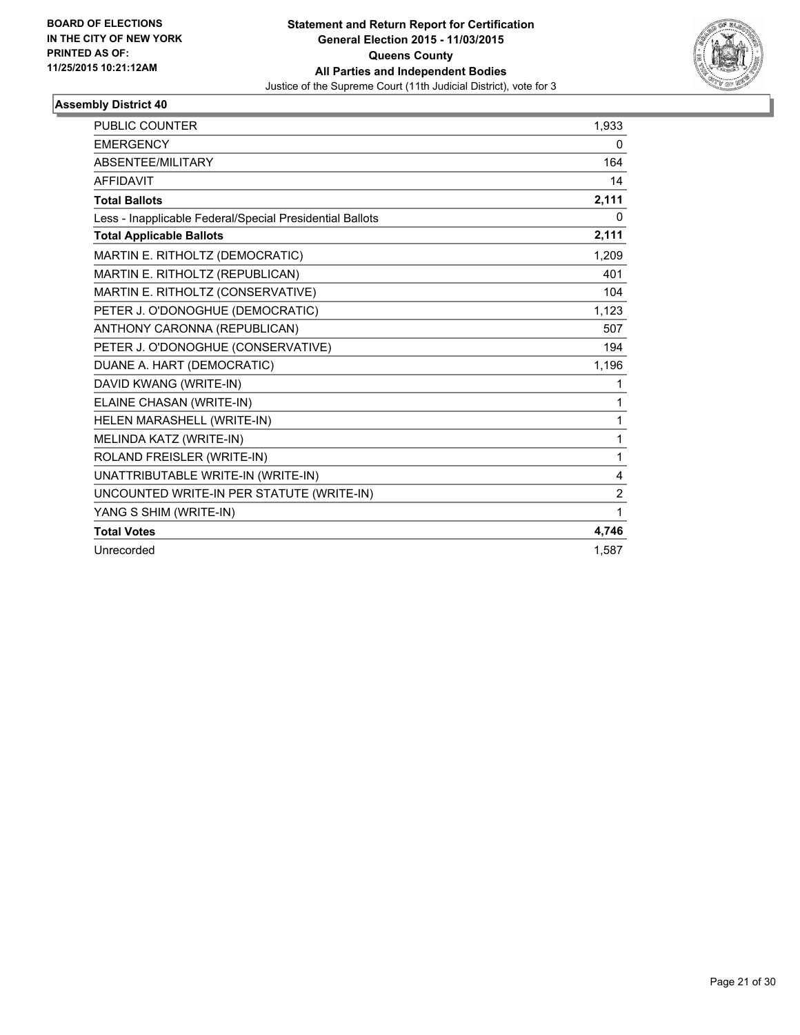BOARD OF ELECTIONS
IN THE CITY OF NEW YORK
PRINTED AS OF:
11/25/2015 10:21:12AM

**Statement and Return Report for Certification**
**General Election 2015 - 11/03/2015**
**Queens County**
**All Parties and Independent Bodies**
Justice of the Supreme Court (11th Judicial District), vote for 3

### Assembly District 40

| | |
|---|---|
| PUBLIC COUNTER | 1,933 |
| EMERGENCY | 0 |
| ABSENTEE/MILITARY | 164 |
| AFFIDAVIT | 14 |
| **Total Ballots** | **2,111** |
| Less - Inapplicable Federal/Special Presidential Ballots | 0 |
| **Total Applicable Ballots** | **2,111** |
| MARTIN E. RITHOLTZ (DEMOCRATIC) | 1,209 |
| MARTIN E. RITHOLTZ (REPUBLICAN) | 401 |
| MARTIN E. RITHOLTZ (CONSERVATIVE) | 104 |
| PETER J. O'DONOGHUE (DEMOCRATIC) | 1,123 |
| ANTHONY CARONNA (REPUBLICAN) | 507 |
| PETER J. O'DONOGHUE (CONSERVATIVE) | 194 |
| DUANE A. HART (DEMOCRATIC) | 1,196 |
| DAVID KWANG (WRITE-IN) | 1 |
| ELAINE CHASAN (WRITE-IN) | 1 |
| HELEN MARASHELL (WRITE-IN) | 1 |
| MELINDA KATZ (WRITE-IN) | 1 |
| ROLAND FREISLER (WRITE-IN) | 1 |
| UNATTRIBUTABLE WRITE-IN (WRITE-IN) | 4 |
| UNCOUNTED WRITE-IN PER STATUTE (WRITE-IN) | 2 |
| YANG S SHIM (WRITE-IN) | 1 |
| **Total Votes** | **4,746** |
| Unrecorded | 1,587 |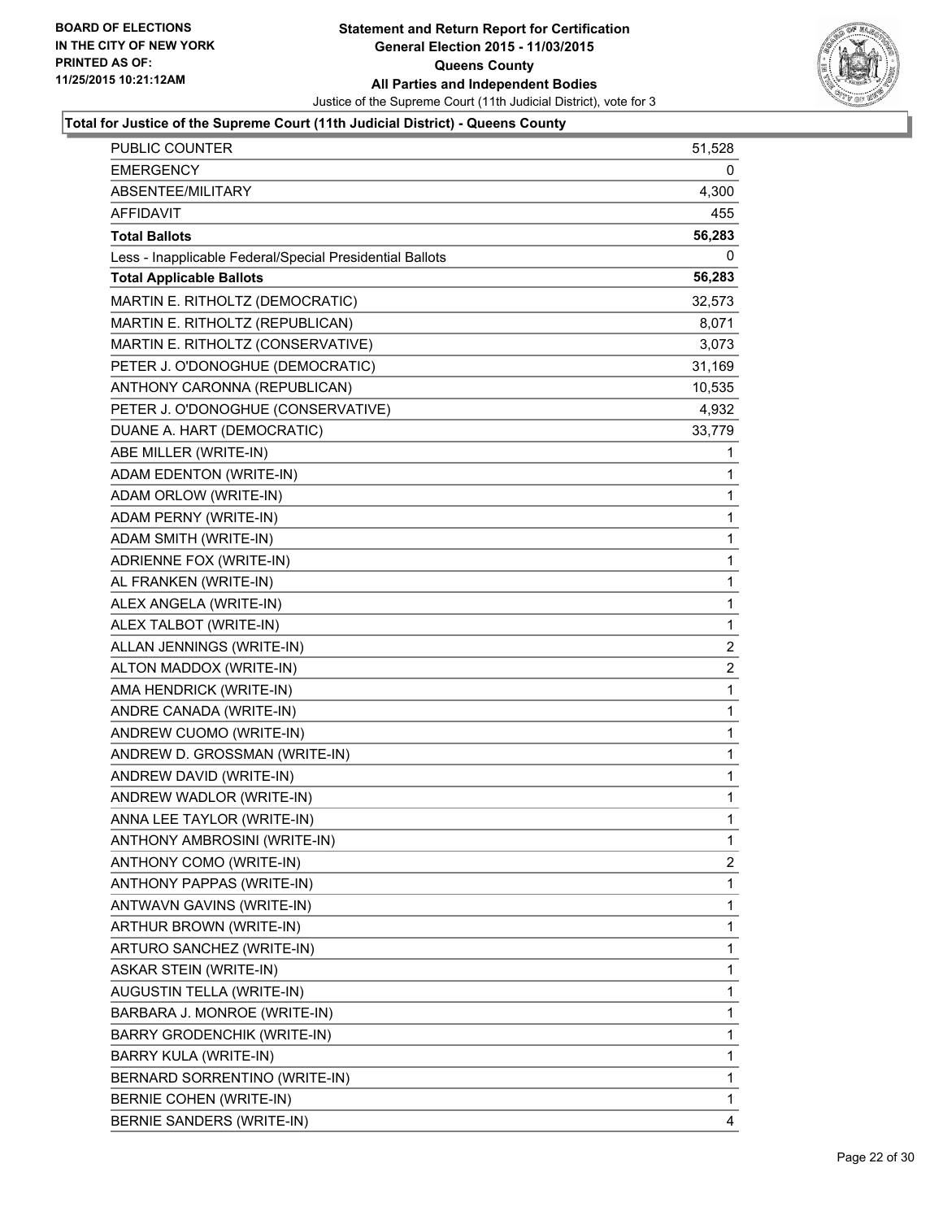**BOARD OF ELECTIONS IN THE CITY OF NEW YORK PRINTED AS OF: 11/25/2015 10:21:12AM**

# Statement and Return Report for Certification
## General Election 2015 - 11/03/2015
## Queens County
## All Parties and Independent Bodies

Justice of the Supreme Court (11th Judicial District), vote for 3

### Total for Justice of the Supreme Court (11th Judicial District) - Queens County

| | |
|---|---|
| PUBLIC COUNTER | 51,528 |
| EMERGENCY | 0 |
| ABSENTEE/MILITARY | 4,300 |
| AFFIDAVIT | 455 |
| **Total Ballots** | **56,283** |
| Less - Inapplicable Federal/Special Presidential Ballots | 0 |
| **Total Applicable Ballots** | **56,283** |
| MARTIN E. RITHOLTZ (DEMOCRATIC) | 32,573 |
| MARTIN E. RITHOLTZ (REPUBLICAN) | 8,071 |
| MARTIN E. RITHOLTZ (CONSERVATIVE) | 3,073 |
| PETER J. O'DONOGHUE (DEMOCRATIC) | 31,169 |
| ANTHONY CARONNA (REPUBLICAN) | 10,535 |
| PETER J. O'DONOGHUE (CONSERVATIVE) | 4,932 |
| DUANE A. HART (DEMOCRATIC) | 33,779 |
| ABE MILLER (WRITE-IN) | 1 |
| ADAM EDENTON (WRITE-IN) | 1 |
| ADAM ORLOW (WRITE-IN) | 1 |
| ADAM PERNY (WRITE-IN) | 1 |
| ADAM SMITH (WRITE-IN) | 1 |
| ADRIENNE FOX (WRITE-IN) | 1 |
| AL FRANKEN (WRITE-IN) | 1 |
| ALEX ANGELA (WRITE-IN) | 1 |
| ALEX TALBOT (WRITE-IN) | 1 |
| ALLAN JENNINGS (WRITE-IN) | 2 |
| ALTON MADDOX (WRITE-IN) | 2 |
| AMA HENDRICK (WRITE-IN) | 1 |
| ANDRE CANADA (WRITE-IN) | 1 |
| ANDREW CUOMO (WRITE-IN) | 1 |
| ANDREW D. GROSSMAN (WRITE-IN) | 1 |
| ANDREW DAVID (WRITE-IN) | 1 |
| ANDREW WADLOR (WRITE-IN) | 1 |
| ANNA LEE TAYLOR (WRITE-IN) | 1 |
| ANTHONY AMBROSINI (WRITE-IN) | 1 |
| ANTHONY COMO (WRITE-IN) | 2 |
| ANTHONY PAPPAS (WRITE-IN) | 1 |
| ANTWAVN GAVINS (WRITE-IN) | 1 |
| ARTHUR BROWN (WRITE-IN) | 1 |
| ARTURO SANCHEZ (WRITE-IN) | 1 |
| ASKAR STEIN (WRITE-IN) | 1 |
| AUGUSTIN TELLA (WRITE-IN) | 1 |
| BARBARA J. MONROE (WRITE-IN) | 1 |
| BARRY GRODENCHIK (WRITE-IN) | 1 |
| BARRY KULA (WRITE-IN) | 1 |
| BERNARD SORRENTINO (WRITE-IN) | 1 |
| BERNIE COHEN (WRITE-IN) | 1 |
| BERNIE SANDERS (WRITE-IN) | 4 |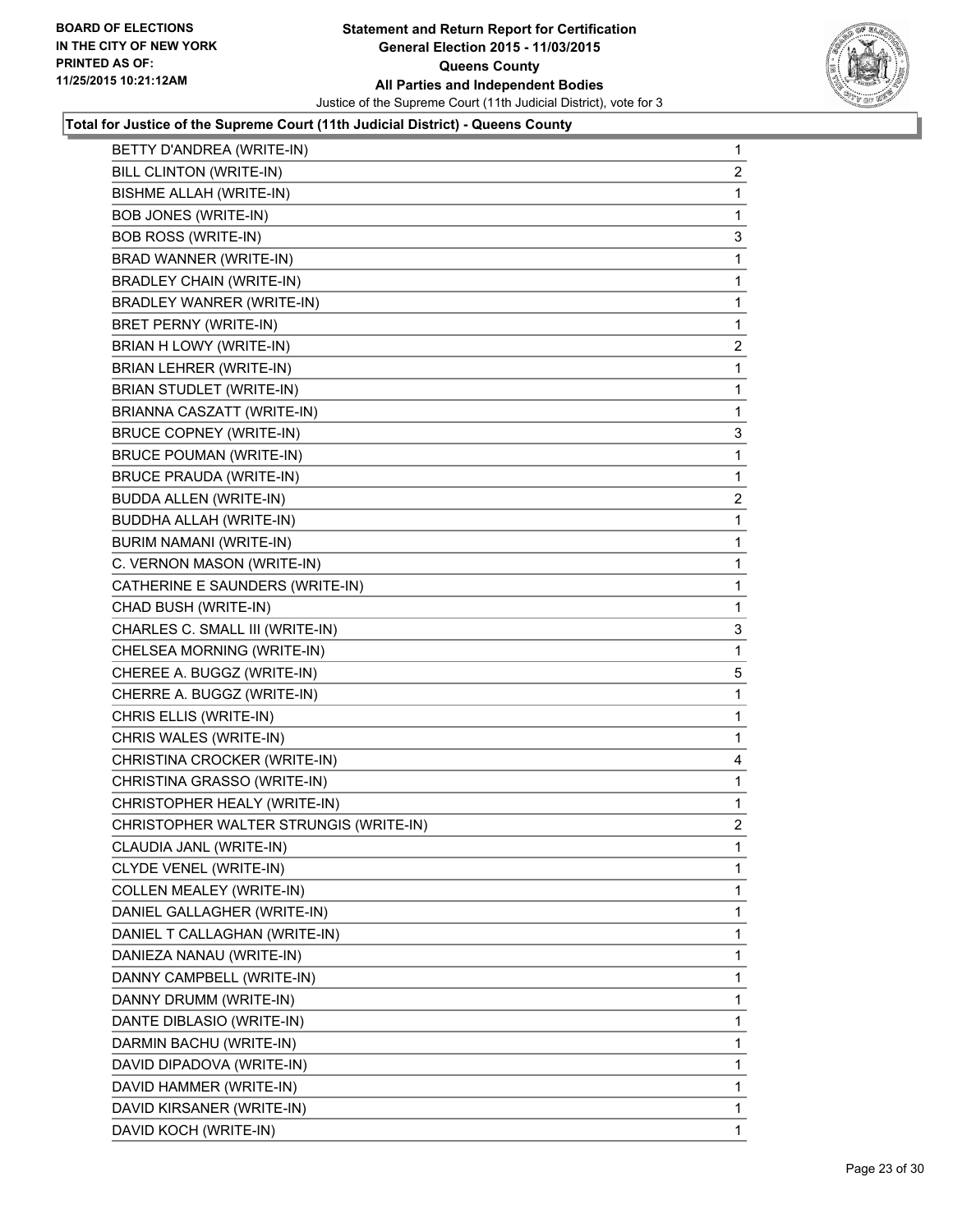**BOARD OF ELECTIONS IN THE CITY OF NEW YORK PRINTED AS OF: 11/25/2015 10:21:12AM**

# Statement and Return Report for Certification
## General Election 2015 - 11/03/2015
## Queens County
## All Parties and Independent Bodies

Justice of the Supreme Court (11th Judicial District), vote for 3

### Total for Justice of the Supreme Court (11th Judicial District) - Queens County

| Candidate | Votes |
|---|---|
| BETTY D'ANDREA (WRITE-IN) | 1 |
| BILL CLINTON (WRITE-IN) | 2 |
| BISHME ALLAH (WRITE-IN) | 1 |
| BOB JONES (WRITE-IN) | 1 |
| BOB ROSS (WRITE-IN) | 3 |
| BRAD WANNER (WRITE-IN) | 1 |
| BRADLEY CHAIN (WRITE-IN) | 1 |
| BRADLEY WANRER (WRITE-IN) | 1 |
| BRET PERNY (WRITE-IN) | 1 |
| BRIAN H LOWY (WRITE-IN) | 2 |
| BRIAN LEHRER (WRITE-IN) | 1 |
| BRIAN STUDLET (WRITE-IN) | 1 |
| BRIANNA CASZATT (WRITE-IN) | 1 |
| BRUCE COPNEY (WRITE-IN) | 3 |
| BRUCE POUMAN (WRITE-IN) | 1 |
| BRUCE PRAUDA (WRITE-IN) | 1 |
| BUDDA ALLEN (WRITE-IN) | 2 |
| BUDDHA ALLAH (WRITE-IN) | 1 |
| BURIM NAMANI (WRITE-IN) | 1 |
| C. VERNON MASON (WRITE-IN) | 1 |
| CATHERINE E SAUNDERS (WRITE-IN) | 1 |
| CHAD BUSH (WRITE-IN) | 1 |
| CHARLES C. SMALL III (WRITE-IN) | 3 |
| CHELSEA MORNING (WRITE-IN) | 1 |
| CHEREE A. BUGGZ (WRITE-IN) | 5 |
| CHERRE A. BUGGZ (WRITE-IN) | 1 |
| CHRIS ELLIS (WRITE-IN) | 1 |
| CHRIS WALES (WRITE-IN) | 1 |
| CHRISTINA CROCKER (WRITE-IN) | 4 |
| CHRISTINA GRASSO (WRITE-IN) | 1 |
| CHRISTOPHER HEALY (WRITE-IN) | 1 |
| CHRISTOPHER WALTER STRUNGIS (WRITE-IN) | 2 |
| CLAUDIA JANL (WRITE-IN) | 1 |
| CLYDE VENEL (WRITE-IN) | 1 |
| COLLEN MEALEY (WRITE-IN) | 1 |
| DANIEL GALLAGHER (WRITE-IN) | 1 |
| DANIEL T CALLAGHAN (WRITE-IN) | 1 |
| DANIEZA NANAU (WRITE-IN) | 1 |
| DANNY CAMPBELL (WRITE-IN) | 1 |
| DANNY DRUMM (WRITE-IN) | 1 |
| DANTE DIBLASIO (WRITE-IN) | 1 |
| DARMIN BACHU (WRITE-IN) | 1 |
| DAVID DIPADOVA (WRITE-IN) | 1 |
| DAVID HAMMER (WRITE-IN) | 1 |
| DAVID KIRSANER (WRITE-IN) | 1 |
| DAVID KOCH (WRITE-IN) | 1 |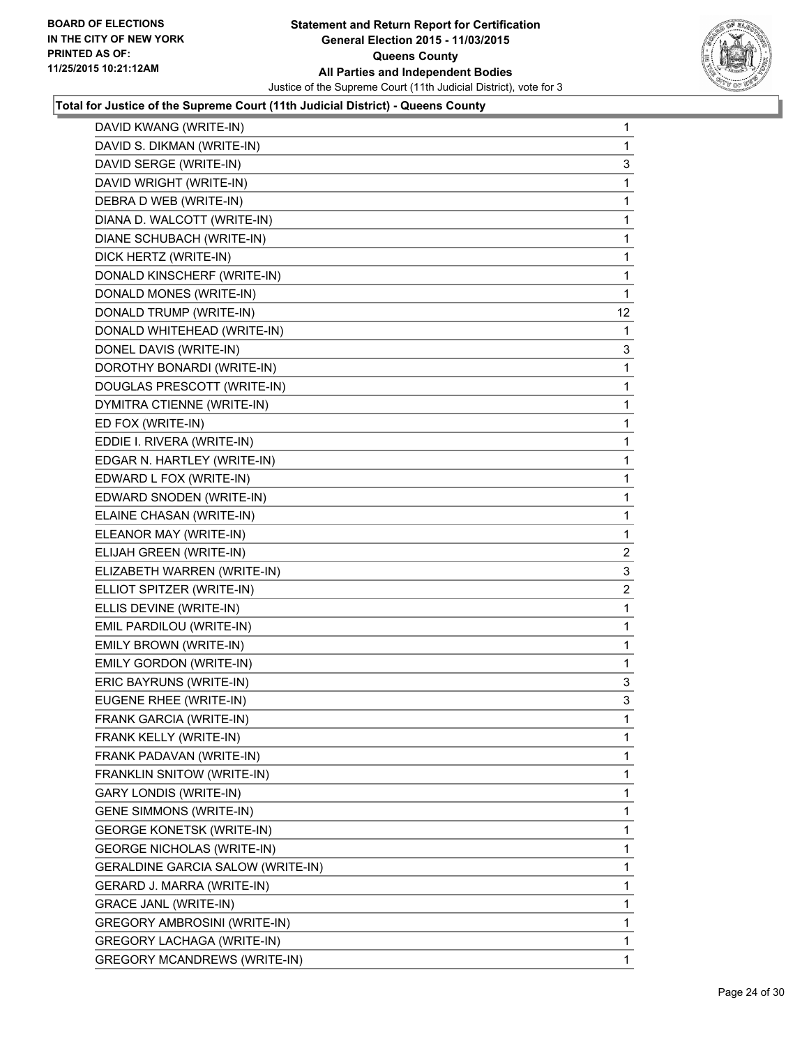**Total for Justice of the Supreme Court (11th Judicial District) - Queens County**

| | |
|---|---|
| DAVID KWANG (WRITE-IN) | 1 |
| DAVID S. DIKMAN (WRITE-IN) | 1 |
| DAVID SERGE (WRITE-IN) | 3 |
| DAVID WRIGHT (WRITE-IN) | 1 |
| DEBRA D WEB (WRITE-IN) | 1 |
| DIANA D. WALCOTT (WRITE-IN) | 1 |
| DIANE SCHUBACH (WRITE-IN) | 1 |
| DICK HERTZ (WRITE-IN) | 1 |
| DONALD KINSCHERF (WRITE-IN) | 1 |
| DONALD MONES (WRITE-IN) | 1 |
| DONALD TRUMP (WRITE-IN) | 12 |
| DONALD WHITEHEAD (WRITE-IN) | 1 |
| DONEL DAVIS (WRITE-IN) | 3 |
| DOROTHY BONARDI (WRITE-IN) | 1 |
| DOUGLAS PRESCOTT (WRITE-IN) | 1 |
| DYMITRA CTIENNE (WRITE-IN) | 1 |
| ED FOX (WRITE-IN) | 1 |
| EDDIE I. RIVERA (WRITE-IN) | 1 |
| EDGAR N. HARTLEY (WRITE-IN) | 1 |
| EDWARD L FOX (WRITE-IN) | 1 |
| EDWARD SNODEN (WRITE-IN) | 1 |
| ELAINE CHASAN (WRITE-IN) | 1 |
| ELEANOR MAY (WRITE-IN) | 1 |
| ELIJAH GREEN (WRITE-IN) | 2 |
| ELIZABETH WARREN (WRITE-IN) | 3 |
| ELLIOT SPITZER (WRITE-IN) | 2 |
| ELLIS DEVINE (WRITE-IN) | 1 |
| EMIL PARDILOU (WRITE-IN) | 1 |
| EMILY BROWN (WRITE-IN) | 1 |
| EMILY GORDON (WRITE-IN) | 1 |
| ERIC BAYRUNS (WRITE-IN) | 3 |
| EUGENE RHEE (WRITE-IN) | 3 |
| FRANK GARCIA (WRITE-IN) | 1 |
| FRANK KELLY (WRITE-IN) | 1 |
| FRANK PADAVAN (WRITE-IN) | 1 |
| FRANKLIN SNITOW (WRITE-IN) | 1 |
| GARY LONDIS (WRITE-IN) | 1 |
| GENE SIMMONS (WRITE-IN) | 1 |
| GEORGE KONETSK (WRITE-IN) | 1 |
| GEORGE NICHOLAS (WRITE-IN) | 1 |
| GERALDINE GARCIA SALOW (WRITE-IN) | 1 |
| GERARD J. MARRA (WRITE-IN) | 1 |
| GRACE JANL (WRITE-IN) | 1 |
| GREGORY AMBROSINI (WRITE-IN) | 1 |
| GREGORY LACHAGA (WRITE-IN) | 1 |
| GREGORY MCANDREWS (WRITE-IN) | 1 |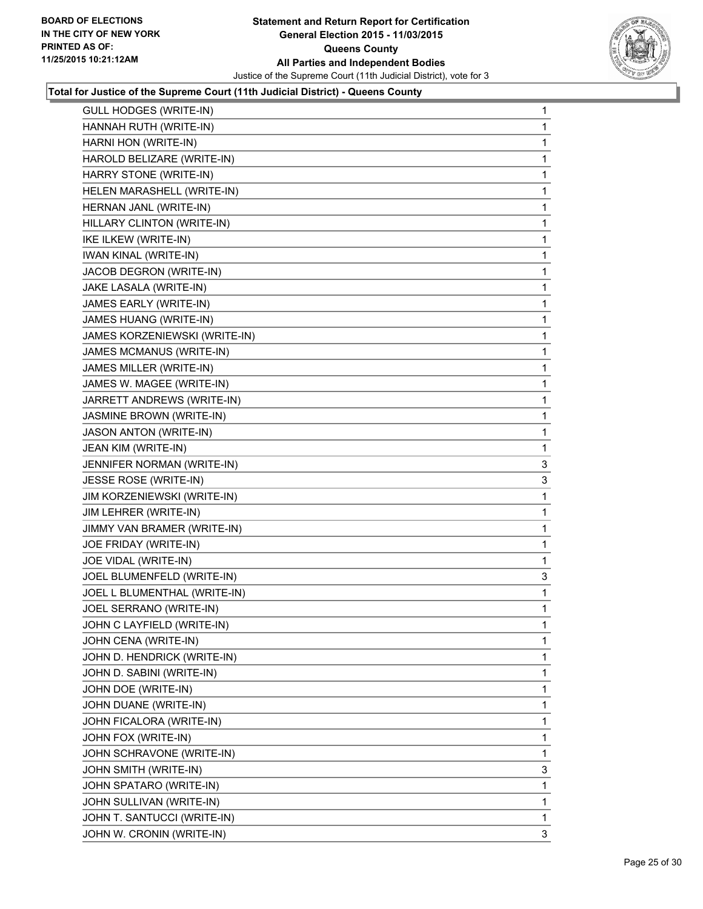BOARD OF ELECTIONS
IN THE CITY OF NEW YORK
PRINTED AS OF:
11/25/2015 10:21:12AM

# Statement and Return Report for Certification
## General Election 2015 - 11/03/2015
## Queens County
## All Parties and Independent Bodies

Justice of the Supreme Court (11th Judicial District), vote for 3

**Total for Justice of the Supreme Court (11th Judicial District) - Queens County**

| | |
|---|---|
| GULL HODGES (WRITE-IN) | 1 |
| HANNAH RUTH (WRITE-IN) | 1 |
| HARNI HON (WRITE-IN) | 1 |
| HAROLD BELIZARE (WRITE-IN) | 1 |
| HARRY STONE (WRITE-IN) | 1 |
| HELEN MARASHELL (WRITE-IN) | 1 |
| HERNAN JANL (WRITE-IN) | 1 |
| HILLARY CLINTON (WRITE-IN) | 1 |
| IKE ILKEW (WRITE-IN) | 1 |
| IWAN KINAL (WRITE-IN) | 1 |
| JACOB DEGRON (WRITE-IN) | 1 |
| JAKE LASALA (WRITE-IN) | 1 |
| JAMES EARLY (WRITE-IN) | 1 |
| JAMES HUANG (WRITE-IN) | 1 |
| JAMES KORZENIEWSKI (WRITE-IN) | 1 |
| JAMES MCMANUS (WRITE-IN) | 1 |
| JAMES MILLER (WRITE-IN) | 1 |
| JAMES W. MAGEE (WRITE-IN) | 1 |
| JARRETT ANDREWS (WRITE-IN) | 1 |
| JASMINE BROWN (WRITE-IN) | 1 |
| JASON ANTON (WRITE-IN) | 1 |
| JEAN KIM (WRITE-IN) | 1 |
| JENNIFER NORMAN (WRITE-IN) | 3 |
| JESSE ROSE (WRITE-IN) | 3 |
| JIM KORZENIEWSKI (WRITE-IN) | 1 |
| JIM LEHRER (WRITE-IN) | 1 |
| JIMMY VAN BRAMER (WRITE-IN) | 1 |
| JOE FRIDAY (WRITE-IN) | 1 |
| JOE VIDAL (WRITE-IN) | 1 |
| JOEL BLUMENFELD (WRITE-IN) | 3 |
| JOEL L BLUMENTHAL (WRITE-IN) | 1 |
| JOEL SERRANO (WRITE-IN) | 1 |
| JOHN C LAYFIELD (WRITE-IN) | 1 |
| JOHN CENA (WRITE-IN) | 1 |
| JOHN D. HENDRICK (WRITE-IN) | 1 |
| JOHN D. SABINI (WRITE-IN) | 1 |
| JOHN DOE (WRITE-IN) | 1 |
| JOHN DUANE (WRITE-IN) | 1 |
| JOHN FICALORA (WRITE-IN) | 1 |
| JOHN FOX (WRITE-IN) | 1 |
| JOHN SCHRAVONE (WRITE-IN) | 1 |
| JOHN SMITH (WRITE-IN) | 3 |
| JOHN SPATARO (WRITE-IN) | 1 |
| JOHN SULLIVAN (WRITE-IN) | 1 |
| JOHN T. SANTUCCI (WRITE-IN) | 1 |
| JOHN W. CRONIN (WRITE-IN) | 3 |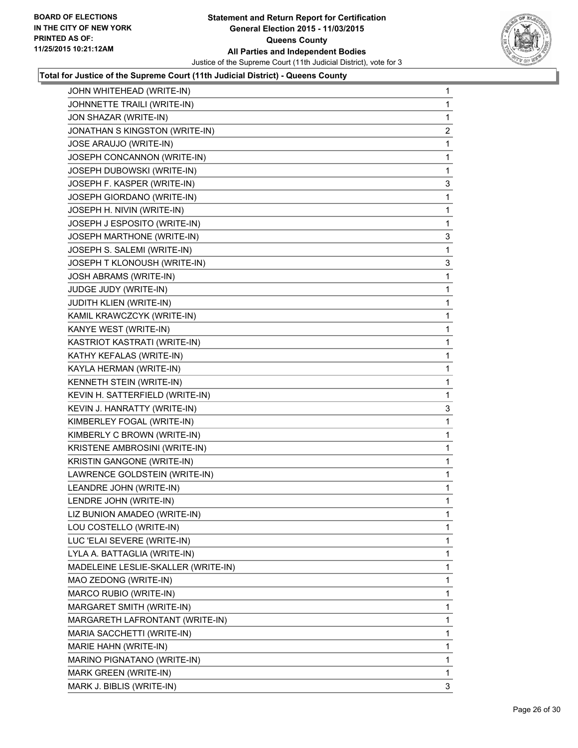**Statement and Return Report for Certification**
**General Election 2015 - 11/03/2015**
**Queens County**
**All Parties and Independent Bodies**
Justice of the Supreme Court (11th Judicial District), vote for 3

BOARD OF ELECTIONS
IN THE CITY OF NEW YORK
PRINTED AS OF:
11/25/2015 10:21:12AM

**Total for Justice of the Supreme Court (11th Judicial District) - Queens County**

| | |
|---|---|
| JOHN WHITEHEAD (WRITE-IN) | 1 |
| JOHNNETTE TRAILI (WRITE-IN) | 1 |
| JON SHAZAR (WRITE-IN) | 1 |
| JONATHAN S KINGSTON (WRITE-IN) | 2 |
| JOSE ARAUJO (WRITE-IN) | 1 |
| JOSEPH CONCANNON (WRITE-IN) | 1 |
| JOSEPH DUBOWSKI (WRITE-IN) | 1 |
| JOSEPH F. KASPER (WRITE-IN) | 3 |
| JOSEPH GIORDANO (WRITE-IN) | 1 |
| JOSEPH H. NIVIN (WRITE-IN) | 1 |
| JOSEPH J ESPOSITO (WRITE-IN) | 1 |
| JOSEPH MARTHONE (WRITE-IN) | 3 |
| JOSEPH S. SALEMI (WRITE-IN) | 1 |
| JOSEPH T KLONOUSH (WRITE-IN) | 3 |
| JOSH ABRAMS (WRITE-IN) | 1 |
| JUDGE JUDY (WRITE-IN) | 1 |
| JUDITH KLIEN (WRITE-IN) | 1 |
| KAMIL KRAWCZCYK (WRITE-IN) | 1 |
| KANYE WEST (WRITE-IN) | 1 |
| KASTRIOT KASTRATI (WRITE-IN) | 1 |
| KATHY KEFALAS (WRITE-IN) | 1 |
| KAYLA HERMAN (WRITE-IN) | 1 |
| KENNETH STEIN (WRITE-IN) | 1 |
| KEVIN H. SATTERFIELD (WRITE-IN) | 1 |
| KEVIN J. HANRATTY (WRITE-IN) | 3 |
| KIMBERLEY FOGAL (WRITE-IN) | 1 |
| KIMBERLY C BROWN (WRITE-IN) | 1 |
| KRISTENE AMBROSINI (WRITE-IN) | 1 |
| KRISTIN GANGONE (WRITE-IN) | 1 |
| LAWRENCE GOLDSTEIN (WRITE-IN) | 1 |
| LEANDRE JOHN (WRITE-IN) | 1 |
| LENDRE JOHN (WRITE-IN) | 1 |
| LIZ BUNION AMADEO (WRITE-IN) | 1 |
| LOU COSTELLO (WRITE-IN) | 1 |
| LUC 'ELAI SEVERE (WRITE-IN) | 1 |
| LYLA A. BATTAGLIA (WRITE-IN) | 1 |
| MADELEINE LESLIE-SKALLER (WRITE-IN) | 1 |
| MAO ZEDONG (WRITE-IN) | 1 |
| MARCO RUBIO (WRITE-IN) | 1 |
| MARGARET SMITH (WRITE-IN) | 1 |
| MARGARETH LAFRONTANT (WRITE-IN) | 1 |
| MARIA SACCHETTI (WRITE-IN) | 1 |
| MARIE HAHN (WRITE-IN) | 1 |
| MARINO PIGNATANO (WRITE-IN) | 1 |
| MARK GREEN (WRITE-IN) | 1 |
| MARK J. BIBLIS (WRITE-IN) | 3 |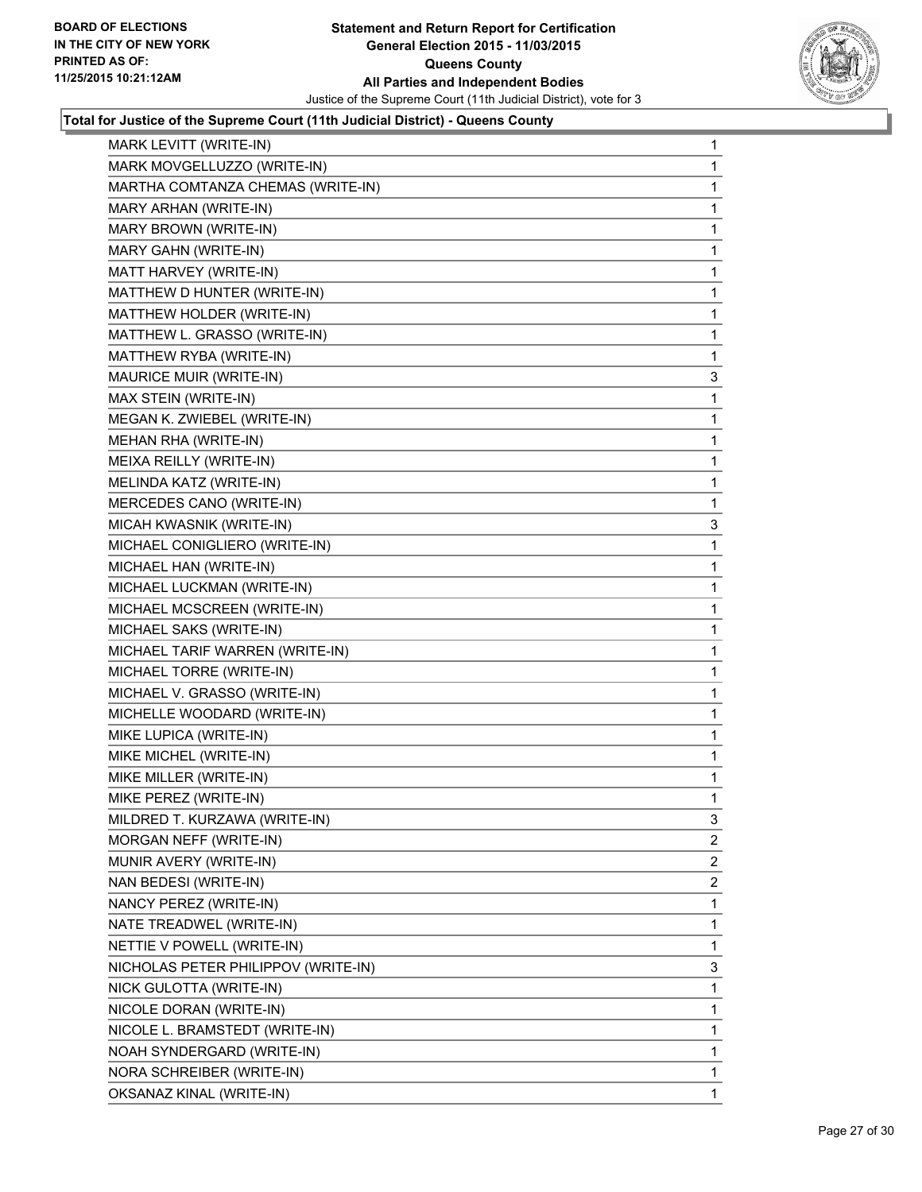**Statement and Return Report for Certification**
**General Election 2015 - 11/03/2015**
**Queens County**
**All Parties and Independent Bodies**
Justice of the Supreme Court (11th Judicial District), vote for 3

BOARD OF ELECTIONS
IN THE CITY OF NEW YORK
PRINTED AS OF:
11/25/2015 10:21:12AM

**Total for Justice of the Supreme Court (11th Judicial District) - Queens County**

| | |
|---|---|
| MARK LEVITT (WRITE-IN) | 1 |
| MARK MOVGELLUZZO (WRITE-IN) | 1 |
| MARTHA COMTANZA CHEMAS (WRITE-IN) | 1 |
| MARY ARHAN (WRITE-IN) | 1 |
| MARY BROWN (WRITE-IN) | 1 |
| MARY GAHN (WRITE-IN) | 1 |
| MATT HARVEY (WRITE-IN) | 1 |
| MATTHEW D HUNTER (WRITE-IN) | 1 |
| MATTHEW HOLDER (WRITE-IN) | 1 |
| MATTHEW L. GRASSO (WRITE-IN) | 1 |
| MATTHEW RYBA (WRITE-IN) | 1 |
| MAURICE MUIR (WRITE-IN) | 3 |
| MAX STEIN (WRITE-IN) | 1 |
| MEGAN K. ZWIEBEL (WRITE-IN) | 1 |
| MEHAN RHA (WRITE-IN) | 1 |
| MEIXA REILLY (WRITE-IN) | 1 |
| MELINDA KATZ (WRITE-IN) | 1 |
| MERCEDES CANO (WRITE-IN) | 1 |
| MICAH KWASNIK (WRITE-IN) | 3 |
| MICHAEL CONIGLIERO (WRITE-IN) | 1 |
| MICHAEL HAN (WRITE-IN) | 1 |
| MICHAEL LUCKMAN (WRITE-IN) | 1 |
| MICHAEL MCSCREEN (WRITE-IN) | 1 |
| MICHAEL SAKS (WRITE-IN) | 1 |
| MICHAEL TARIF WARREN (WRITE-IN) | 1 |
| MICHAEL TORRE (WRITE-IN) | 1 |
| MICHAEL V. GRASSO (WRITE-IN) | 1 |
| MICHELLE WOODARD (WRITE-IN) | 1 |
| MIKE LUPICA (WRITE-IN) | 1 |
| MIKE MICHEL (WRITE-IN) | 1 |
| MIKE MILLER (WRITE-IN) | 1 |
| MIKE PEREZ (WRITE-IN) | 1 |
| MILDRED T. KURZAWA (WRITE-IN) | 3 |
| MORGAN NEFF (WRITE-IN) | 2 |
| MUNIR AVERY (WRITE-IN) | 2 |
| NAN BEDESI (WRITE-IN) | 2 |
| NANCY PEREZ (WRITE-IN) | 1 |
| NATE TREADWEL (WRITE-IN) | 1 |
| NETTIE V POWELL (WRITE-IN) | 1 |
| NICHOLAS PETER PHILIPPOV (WRITE-IN) | 3 |
| NICK GULOTTA (WRITE-IN) | 1 |
| NICOLE DORAN (WRITE-IN) | 1 |
| NICOLE L. BRAMSTEDT (WRITE-IN) | 1 |
| NOAH SYNDERGARD (WRITE-IN) | 1 |
| NORA SCHREIBER (WRITE-IN) | 1 |
| OKSANAZ KINAL (WRITE-IN) | 1 |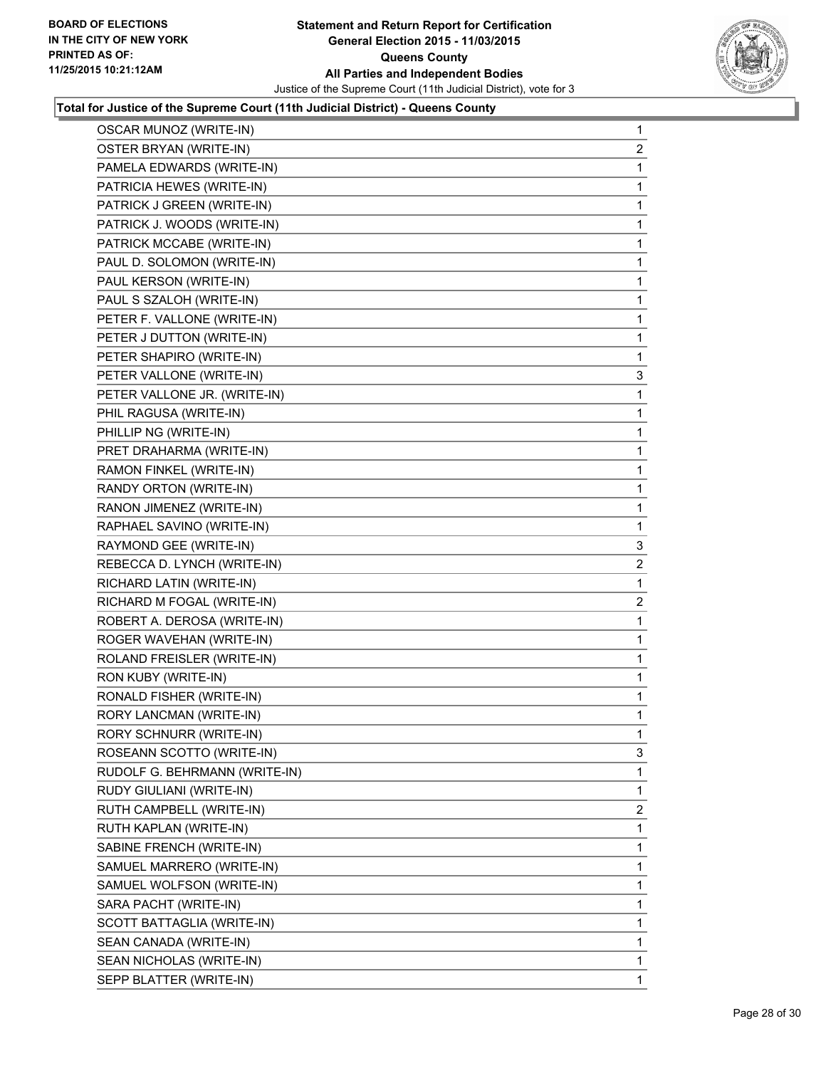**Total for Justice of the Supreme Court (11th Judicial District) - Queens County**

| Candidate | Votes |
|---|---|
| OSCAR MUNOZ (WRITE-IN) | 1 |
| OSTER BRYAN (WRITE-IN) | 2 |
| PAMELA EDWARDS (WRITE-IN) | 1 |
| PATRICIA HEWES (WRITE-IN) | 1 |
| PATRICK J GREEN (WRITE-IN) | 1 |
| PATRICK J. WOODS (WRITE-IN) | 1 |
| PATRICK MCCABE (WRITE-IN) | 1 |
| PAUL D. SOLOMON (WRITE-IN) | 1 |
| PAUL KERSON (WRITE-IN) | 1 |
| PAUL S SZALOH (WRITE-IN) | 1 |
| PETER F. VALLONE (WRITE-IN) | 1 |
| PETER J DUTTON (WRITE-IN) | 1 |
| PETER SHAPIRO (WRITE-IN) | 1 |
| PETER VALLONE (WRITE-IN) | 3 |
| PETER VALLONE JR. (WRITE-IN) | 1 |
| PHIL RAGUSA (WRITE-IN) | 1 |
| PHILLIP NG (WRITE-IN) | 1 |
| PRET DRAHARMA (WRITE-IN) | 1 |
| RAMON FINKEL (WRITE-IN) | 1 |
| RANDY ORTON (WRITE-IN) | 1 |
| RANON JIMENEZ (WRITE-IN) | 1 |
| RAPHAEL SAVINO (WRITE-IN) | 1 |
| RAYMOND GEE (WRITE-IN) | 3 |
| REBECCA D. LYNCH (WRITE-IN) | 2 |
| RICHARD LATIN (WRITE-IN) | 1 |
| RICHARD M FOGAL (WRITE-IN) | 2 |
| ROBERT A. DEROSA (WRITE-IN) | 1 |
| ROGER WAVEHAN (WRITE-IN) | 1 |
| ROLAND FREISLER (WRITE-IN) | 1 |
| RON KUBY (WRITE-IN) | 1 |
| RONALD FISHER (WRITE-IN) | 1 |
| RORY LANCMAN (WRITE-IN) | 1 |
| RORY SCHNURR (WRITE-IN) | 1 |
| ROSEANN SCOTTO (WRITE-IN) | 3 |
| RUDOLF G. BEHRMANN (WRITE-IN) | 1 |
| RUDY GIULIANI (WRITE-IN) | 1 |
| RUTH CAMPBELL (WRITE-IN) | 2 |
| RUTH KAPLAN (WRITE-IN) | 1 |
| SABINE FRENCH (WRITE-IN) | 1 |
| SAMUEL MARRERO (WRITE-IN) | 1 |
| SAMUEL WOLFSON (WRITE-IN) | 1 |
| SARA PACHT (WRITE-IN) | 1 |
| SCOTT BATTAGLIA (WRITE-IN) | 1 |
| SEAN CANADA (WRITE-IN) | 1 |
| SEAN NICHOLAS (WRITE-IN) | 1 |
| SEPP BLATTER (WRITE-IN) | 1 |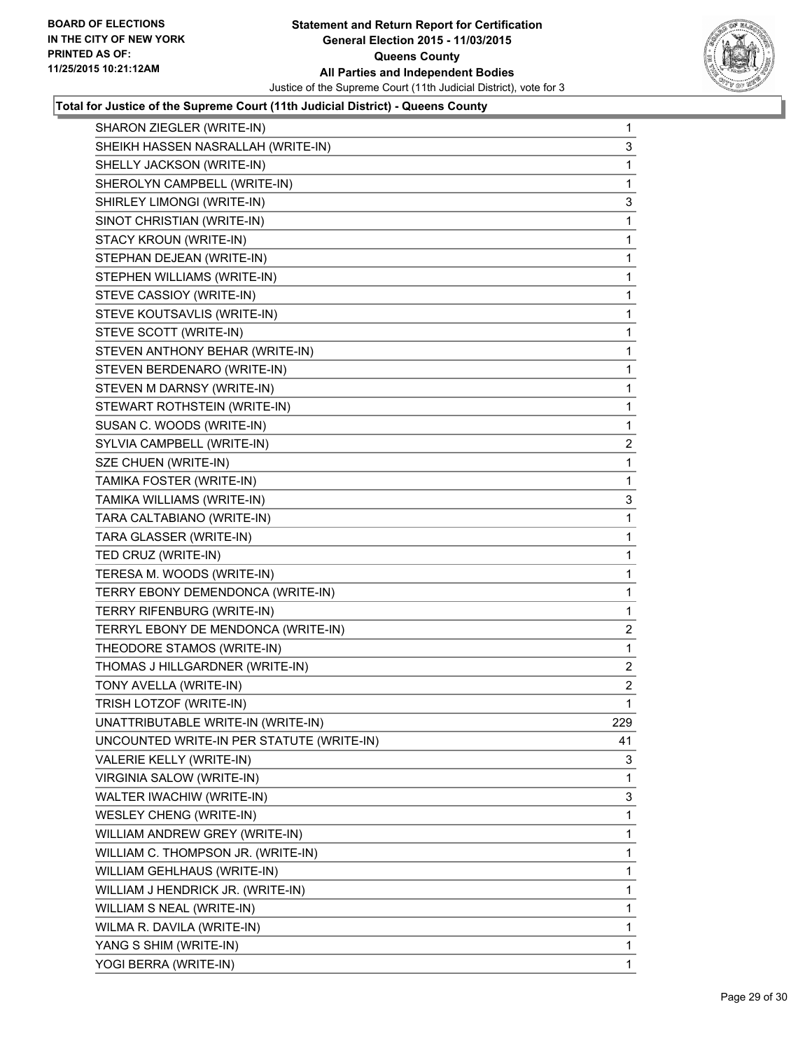**BOARD OF ELECTIONS IN THE CITY OF NEW YORK PRINTED AS OF: 11/25/2015 10:21:12AM**

**Statement and Return Report for Certification General Election 2015 - 11/03/2015 Queens County All Parties and Independent Bodies**

Justice of the Supreme Court (11th Judicial District), vote for 3

**Total for Justice of the Supreme Court (11th Judicial District) - Queens County**

| | |
|---|---|
| SHARON ZIEGLER (WRITE-IN) | 1 |
| SHEIKH HASSEN NASRALLAH (WRITE-IN) | 3 |
| SHELLY JACKSON (WRITE-IN) | 1 |
| SHEROLYN CAMPBELL (WRITE-IN) | 1 |
| SHIRLEY LIMONGI (WRITE-IN) | 3 |
| SINOT CHRISTIAN (WRITE-IN) | 1 |
| STACY KROUN (WRITE-IN) | 1 |
| STEPHAN DEJEAN (WRITE-IN) | 1 |
| STEPHEN WILLIAMS (WRITE-IN) | 1 |
| STEVE CASSIOY (WRITE-IN) | 1 |
| STEVE KOUTSAVLIS (WRITE-IN) | 1 |
| STEVE SCOTT (WRITE-IN) | 1 |
| STEVEN ANTHONY BEHAR (WRITE-IN) | 1 |
| STEVEN BERDENARO (WRITE-IN) | 1 |
| STEVEN M DARNSY (WRITE-IN) | 1 |
| STEWART ROTHSTEIN (WRITE-IN) | 1 |
| SUSAN C. WOODS (WRITE-IN) | 1 |
| SYLVIA CAMPBELL (WRITE-IN) | 2 |
| SZE CHUEN (WRITE-IN) | 1 |
| TAMIKA FOSTER (WRITE-IN) | 1 |
| TAMIKA WILLIAMS (WRITE-IN) | 3 |
| TARA CALTABIANO (WRITE-IN) | 1 |
| TARA GLASSER (WRITE-IN) | 1 |
| TED CRUZ (WRITE-IN) | 1 |
| TERESA M. WOODS (WRITE-IN) | 1 |
| TERRY EBONY DEMENDONCA (WRITE-IN) | 1 |
| TERRY RIFENBURG (WRITE-IN) | 1 |
| TERRYL EBONY DE MENDONCA (WRITE-IN) | 2 |
| THEODORE STAMOS (WRITE-IN) | 1 |
| THOMAS J HILLGARDNER (WRITE-IN) | 2 |
| TONY AVELLA (WRITE-IN) | 2 |
| TRISH LOTZOF (WRITE-IN) | 1 |
| UNATTRIBUTABLE WRITE-IN (WRITE-IN) | 229 |
| UNCOUNTED WRITE-IN PER STATUTE (WRITE-IN) | 41 |
| VALERIE KELLY (WRITE-IN) | 3 |
| VIRGINIA SALOW (WRITE-IN) | 1 |
| WALTER IWACHIW (WRITE-IN) | 3 |
| WESLEY CHENG (WRITE-IN) | 1 |
| WILLIAM ANDREW GREY (WRITE-IN) | 1 |
| WILLIAM C. THOMPSON JR. (WRITE-IN) | 1 |
| WILLIAM GEHLHAUS (WRITE-IN) | 1 |
| WILLIAM J HENDRICK JR. (WRITE-IN) | 1 |
| WILLIAM S NEAL (WRITE-IN) | 1 |
| WILMA R. DAVILA (WRITE-IN) | 1 |
| YANG S SHIM (WRITE-IN) | 1 |
| YOGI BERRA (WRITE-IN) | 1 |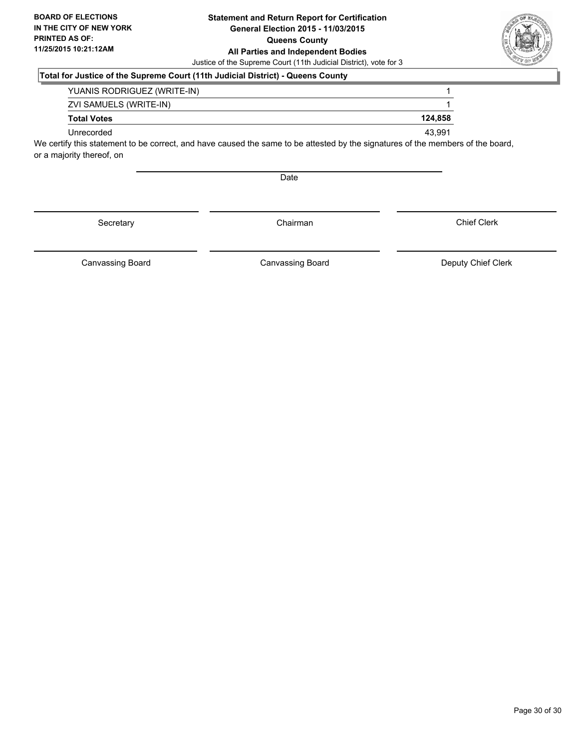**BOARD OF ELECTIONS IN THE CITY OF NEW YORK PRINTED AS OF: 11/25/2015 10:21:12AM**

**Statement and Return Report for Certification**
**General Election 2015 - 11/03/2015**
**Queens County**
**All Parties and Independent Bodies**
Justice of the Supreme Court (11th Judicial District), vote for 3

### Total for Justice of the Supreme Court (11th Judicial District) - Queens County

| | |
|---|---|
| YUANIS RODRIGUEZ (WRITE-IN) | 1 |
| ZVI SAMUELS (WRITE-IN) | 1 |
| **Total Votes** | **124,858** |
| Unrecorded | 43,991 |

We certify this statement to be correct, and have caused the same to be attested by the signatures of the members of the board, or a majority thereof, on

Date

Secretary | Chairman | Chief Clerk

Canvassing Board | Canvassing Board | Deputy Chief Clerk